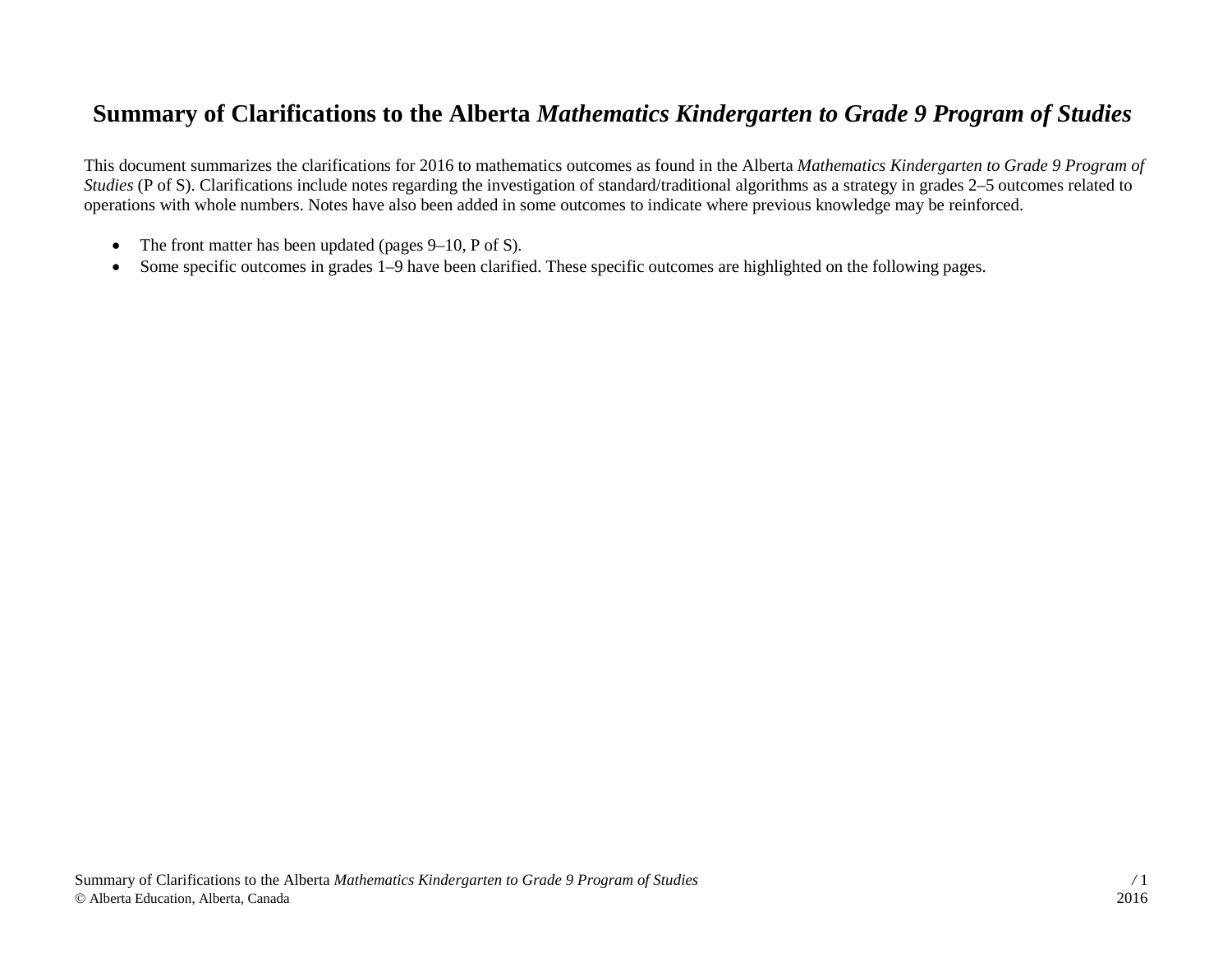# Summary of Clarifications to the Alberta *Mathematics Kindergarten to Grade 9 Program of Studies*

This document summarizes the clarifications for 2016 to mathematics outcomes as found in the Alberta *Mathematics Kindergarten to Grade 9 Program of Studies* (P of S). Clarifications include notes regarding the investigation of standard/traditional algorithms as a strategy in grades 2–5 outcomes related to operations with whole numbers. Notes have also been added in some outcomes to indicate where previous knowledge may be reinforced.

- The front matter has been updated (pages 9–10, P of S).
- Some specific outcomes in grades 1–9 have been clarified. These specific outcomes are highlighted on the following pages.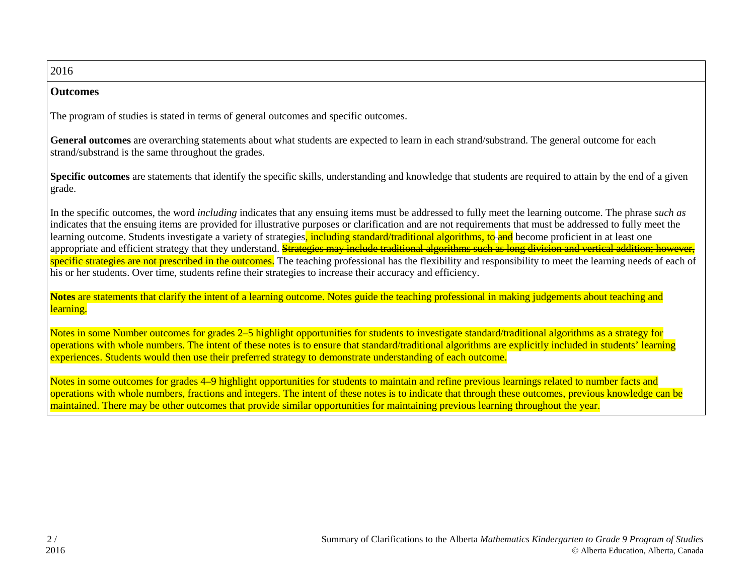2016

**Outcomes**

The program of studies is stated in terms of general outcomes and specific outcomes.

**General outcomes** are overarching statements about what students are expected to learn in each strand/substrand. The general outcome for each strand/substrand is the same throughout the grades.

**Specific outcomes** are statements that identify the specific skills, understanding and knowledge that students are required to attain by the end of a given grade.

In the specific outcomes, the word *including* indicates that any ensuing items must be addressed to fully meet the learning outcome. The phrase *such as* indicates that the ensuing items are provided for illustrative purposes or clarification and are not requirements that must be addressed to fully meet the learning outcome. Students investigate a variety of strategies, including standard/traditional algorithms, to ~~and~~ become proficient in at least one appropriate and efficient strategy that they understand. ~~Strategies may include traditional algorithms such as long division and vertical addition; however, specific strategies are not prescribed in the outcomes.~~ The teaching professional has the flexibility and responsibility to meet the learning needs of each of his or her students. Over time, students refine their strategies to increase their accuracy and efficiency.

**Notes** are statements that clarify the intent of a learning outcome. Notes guide the teaching professional in making judgements about teaching and learning.

Notes in some Number outcomes for grades 2–5 highlight opportunities for students to investigate standard/traditional algorithms as a strategy for operations with whole numbers. The intent of these notes is to ensure that standard/traditional algorithms are explicitly included in students' learning experiences. Students would then use their preferred strategy to demonstrate understanding of each outcome.

Notes in some outcomes for grades 4–9 highlight opportunities for students to maintain and refine previous learnings related to number facts and operations with whole numbers, fractions and integers. The intent of these notes is to indicate that through these outcomes, previous knowledge can be maintained. There may be other outcomes that provide similar opportunities for maintaining previous learning throughout the year.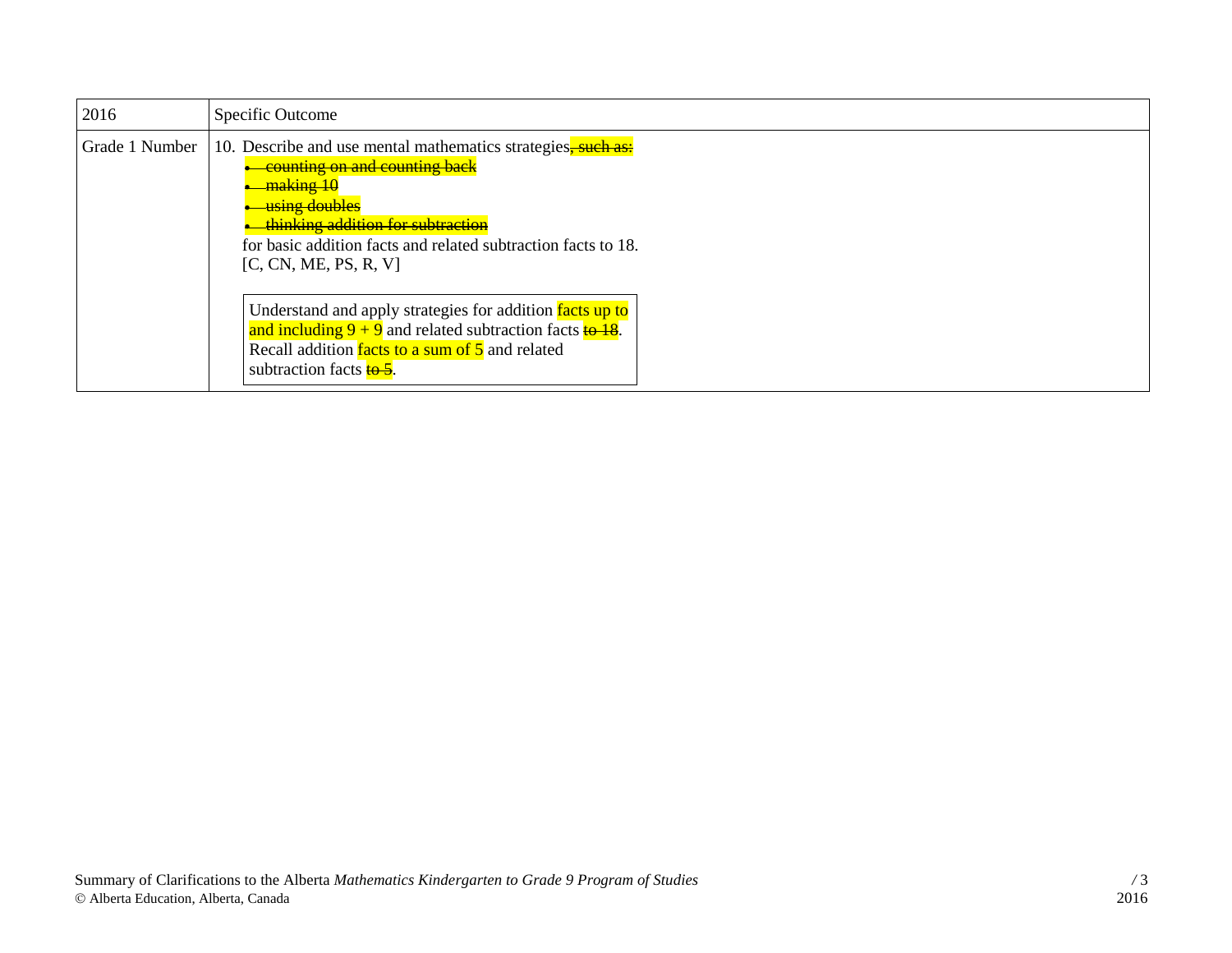| 2016 | Specific Outcome |
| --- | --- |
| Grade 1 Number | 10. Describe and use mental mathematics strategies~~, such as:~~<br>~~• counting on and counting back~~<br>~~• making 10~~<br>~~• using doubles~~<br>~~• thinking addition for subtraction~~<br>for basic addition facts and related subtraction facts to 18.<br>[C, CN, ME, PS, R, V]<br><br>Understand and apply strategies for addition facts up to and including 9 + 9 and related subtraction facts ~~to 18~~.<br>Recall addition facts to a sum of 5 and related subtraction facts ~~to 5~~. |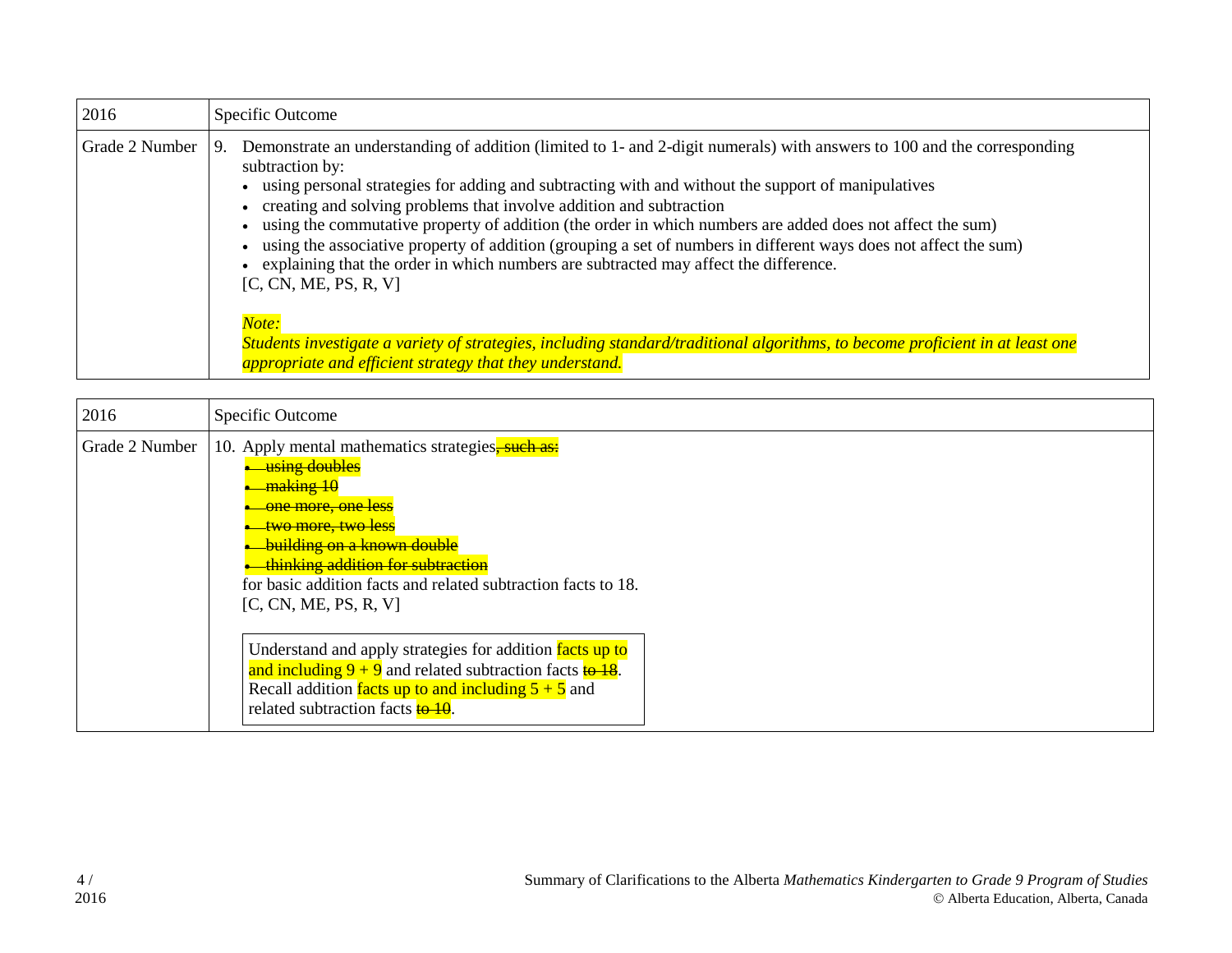| 2016 | Specific Outcome |
| --- | --- |
| Grade 2 Number | 9. Demonstrate an understanding of addition (limited to 1- and 2-digit numerals) with answers to 100 and the corresponding subtraction by:<br>• using personal strategies for adding and subtracting with and without the support of manipulatives<br>• creating and solving problems that involve addition and subtraction<br>• using the commutative property of addition (the order in which numbers are added does not affect the sum)<br>• using the associative property of addition (grouping a set of numbers in different ways does not affect the sum)<br>• explaining that the order in which numbers are subtracted may affect the difference.<br>[C, CN, ME, PS, R, V]<br><br>*Note:*<br>*Students investigate a variety of strategies, including standard/traditional algorithms, to become proficient in at least one appropriate and efficient strategy that they understand.* |

| 2016 | Specific Outcome |
| --- | --- |
| Grade 2 Number | 10. Apply mental mathematics strategies~~, such as:~~<br>~~• using doubles~~<br>~~• making 10~~<br>~~• one more, one less~~<br>~~• two more, two less~~<br>~~• building on a known double~~<br>~~• thinking addition for subtraction~~<br>for basic addition facts and related subtraction facts to 18.<br>[C, CN, ME, PS, R, V]<br><br>Understand and apply strategies for addition facts up to and including $9 + 9$ and related subtraction facts ~~to 18~~. Recall addition facts up to and including $5 + 5$ and related subtraction facts ~~to 10~~. |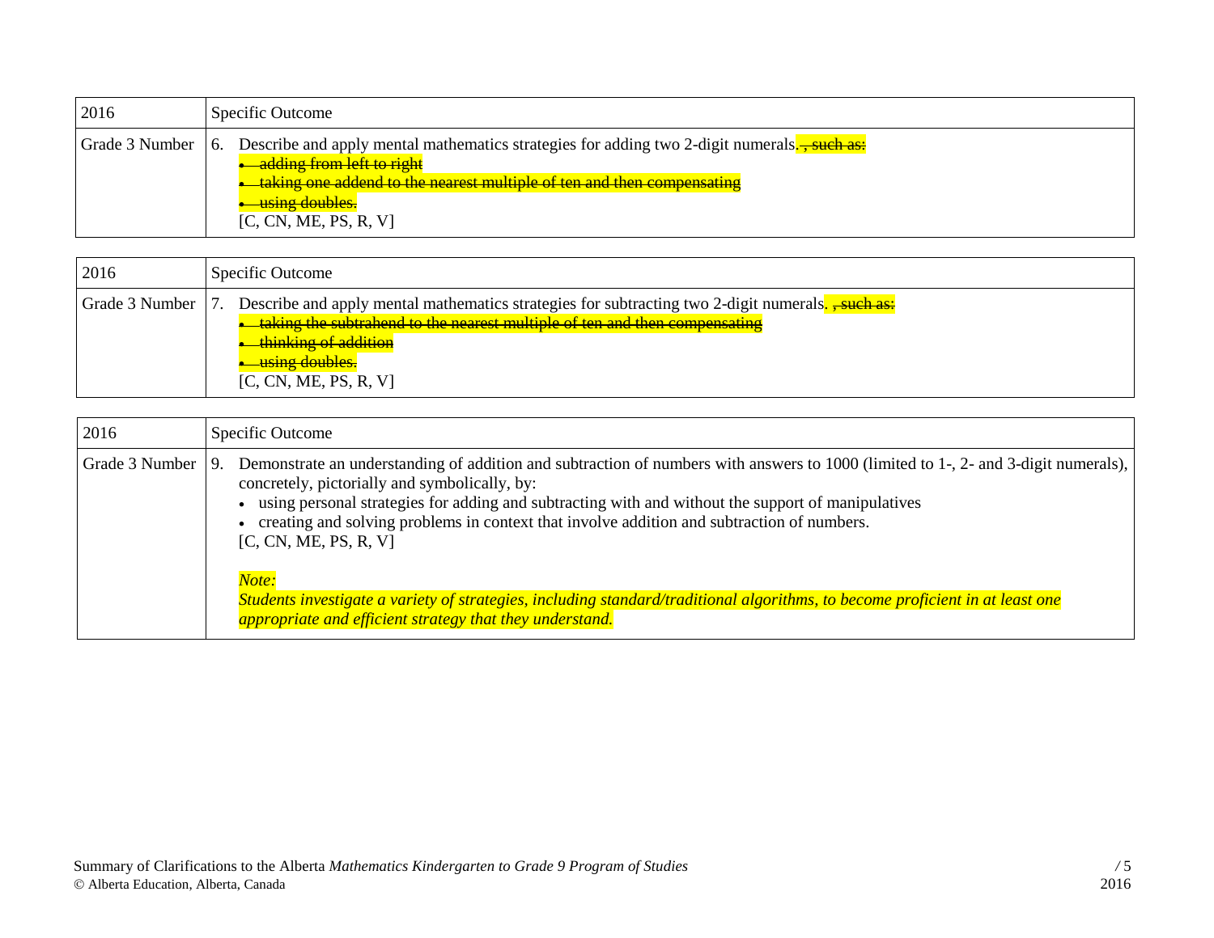| 2016 | Specific Outcome |
| --- | --- |
| Grade 3 Number | 6. Describe and apply mental mathematics strategies for adding two 2-digit numerals. ~~, such as:~~<br>~~• adding from left to right~~<br>~~• taking one addend to the nearest multiple of ten and then compensating~~<br>~~• using doubles.~~<br>[C, CN, ME, PS, R, V] |

| 2016 | Specific Outcome |
| --- | --- |
| Grade 3 Number | 7. Describe and apply mental mathematics strategies for subtracting two 2-digit numerals. ~~, such as:~~<br>~~• taking the subtrahend to the nearest multiple of ten and then compensating~~<br>~~• thinking of addition~~<br>~~• using doubles.~~<br>[C, CN, ME, PS, R, V] |

| 2016 | Specific Outcome |
| --- | --- |
| Grade 3 Number | 9. Demonstrate an understanding of addition and subtraction of numbers with answers to 1000 (limited to 1-, 2- and 3-digit numerals), concretely, pictorially and symbolically, by:<br>• using personal strategies for adding and subtracting with and without the support of manipulatives<br>• creating and solving problems in context that involve addition and subtraction of numbers.<br>[C, CN, ME, PS, R, V]<br><br>*Note:*<br>*Students investigate a variety of strategies, including standard/traditional algorithms, to become proficient in at least one appropriate and efficient strategy that they understand.* |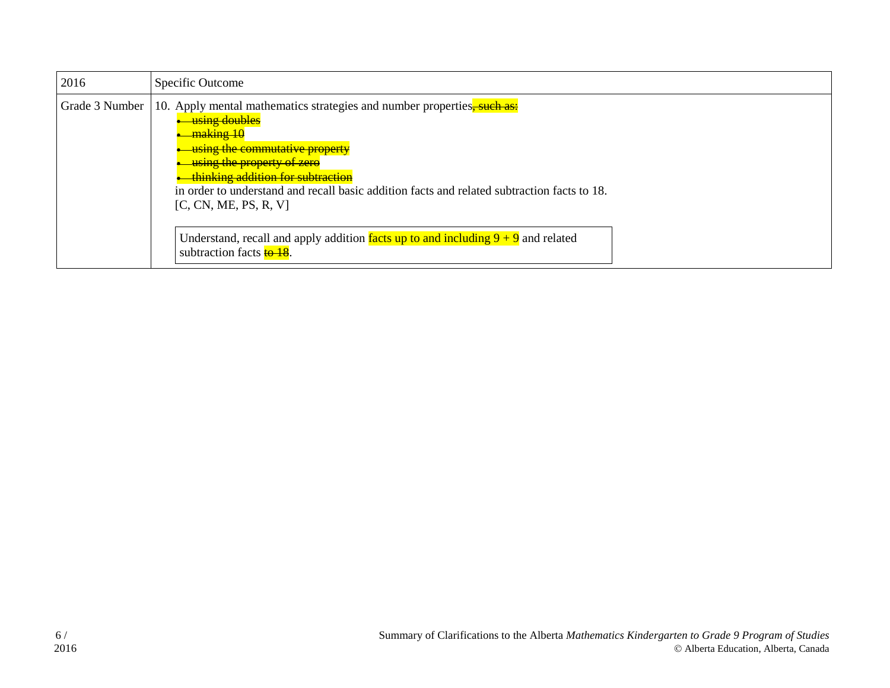| 2016 | Specific Outcome |
| --- | --- |
| Grade 3 Number | 10. Apply mental mathematics strategies and number properties~~, such as:~~<br>~~• using doubles~~<br>~~• making 10~~<br>~~• using the commutative property~~<br>~~• using the property of zero~~<br>~~• thinking addition for subtraction~~<br>in order to understand and recall basic addition facts and related subtraction facts to 18.<br>[C, CN, ME, PS, R, V]<br><br>Understand, recall and apply addition facts up to and including 9 + 9 and related subtraction facts ~~to 18~~. |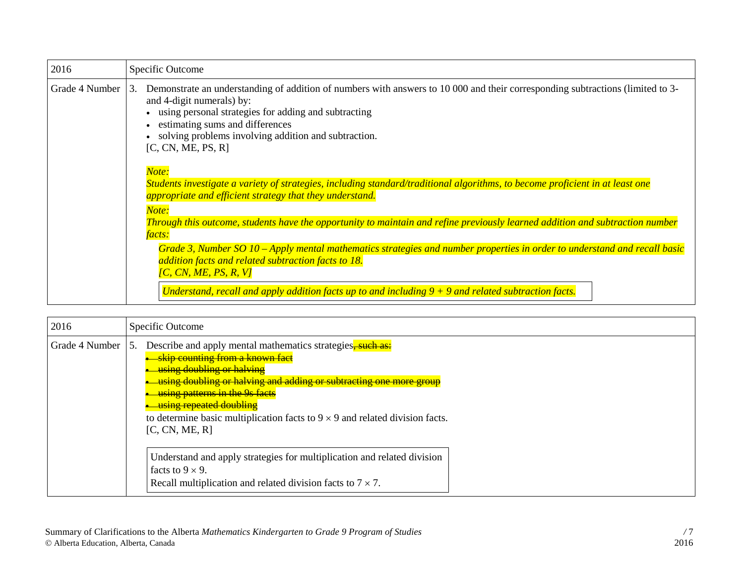| 2016 | Specific Outcome |
| --- | --- |
| Grade 4 Number | 3. Demonstrate an understanding of addition of numbers with answers to 10 000 and their corresponding subtractions (limited to 3- and 4-digit numerals) by:<br>• using personal strategies for adding and subtracting<br>• estimating sums and differences<br>• solving problems involving addition and subtraction.<br>[C, CN, ME, PS, R]<br><br>*Note:*<br>*Students investigate a variety of strategies, including standard/traditional algorithms, to become proficient in at least one appropriate and efficient strategy that they understand.*<br>*Note:*<br>*Through this outcome, students have the opportunity to maintain and refine previously learned addition and subtraction number facts:*<br>*Grade 3, Number SO 10 – Apply mental mathematics strategies and number properties in order to understand and recall basic addition facts and related subtraction facts to 18.*<br>*[C, CN, ME, PS, R, V]*<br><br>*Understand, recall and apply addition facts up to and including 9 + 9 and related subtraction facts.* |

| 2016 | Specific Outcome |
| --- | --- |
| Grade 4 Number | 5. Describe and apply mental mathematics strategies~~, such as:~~<br>• ~~skip counting from a known fact~~<br>• ~~using doubling or halving~~<br>• ~~using doubling or halving and adding or subtracting one more group~~<br>• ~~using patterns in the 9s facts~~<br>• ~~using repeated doubling~~<br>to determine basic multiplication facts to $9 \times 9$ and related division facts.<br>[C, CN, ME, R]<br><br>Understand and apply strategies for multiplication and related division facts to $9 \times 9$.<br>Recall multiplication and related division facts to $7 \times 7$. |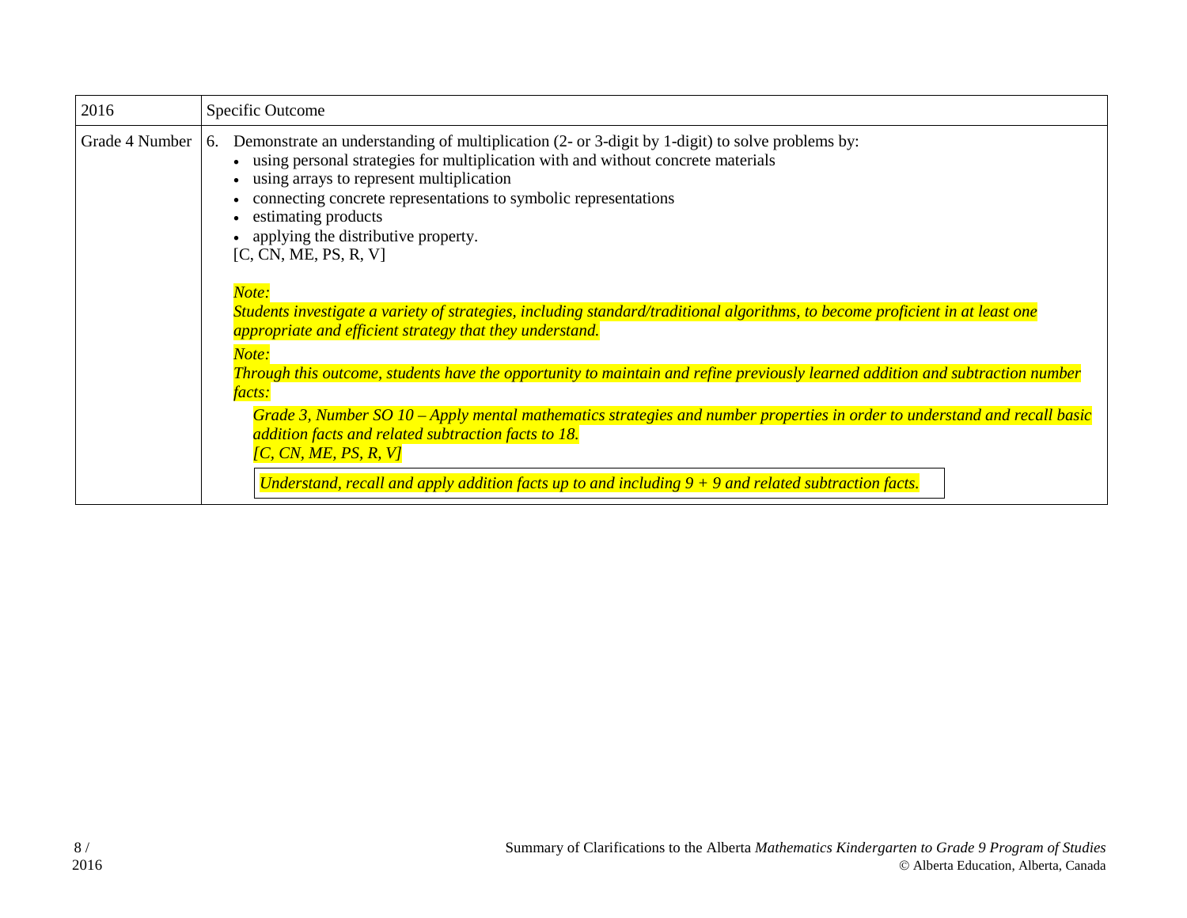| 2016 | Specific Outcome |
| --- | --- |
| Grade 4 Number | 6. Demonstrate an understanding of multiplication (2- or 3-digit by 1-digit) to solve problems by:<br>• using personal strategies for multiplication with and without concrete materials<br>• using arrays to represent multiplication<br>• connecting concrete representations to symbolic representations<br>• estimating products<br>• applying the distributive property.<br>[C, CN, ME, PS, R, V]<br><br>*Note:*<br>*Students investigate a variety of strategies, including standard/traditional algorithms, to become proficient in at least one appropriate and efficient strategy that they understand.*<br><br>*Note:*<br>*Through this outcome, students have the opportunity to maintain and refine previously learned addition and subtraction number facts:*<br><br>*Grade 3, Number SO 10 – Apply mental mathematics strategies and number properties in order to understand and recall basic addition facts and related subtraction facts to 18.*<br>*[C, CN, ME, PS, R, V]*<br><br>*Understand, recall and apply addition facts up to and including 9 + 9 and related subtraction facts.* |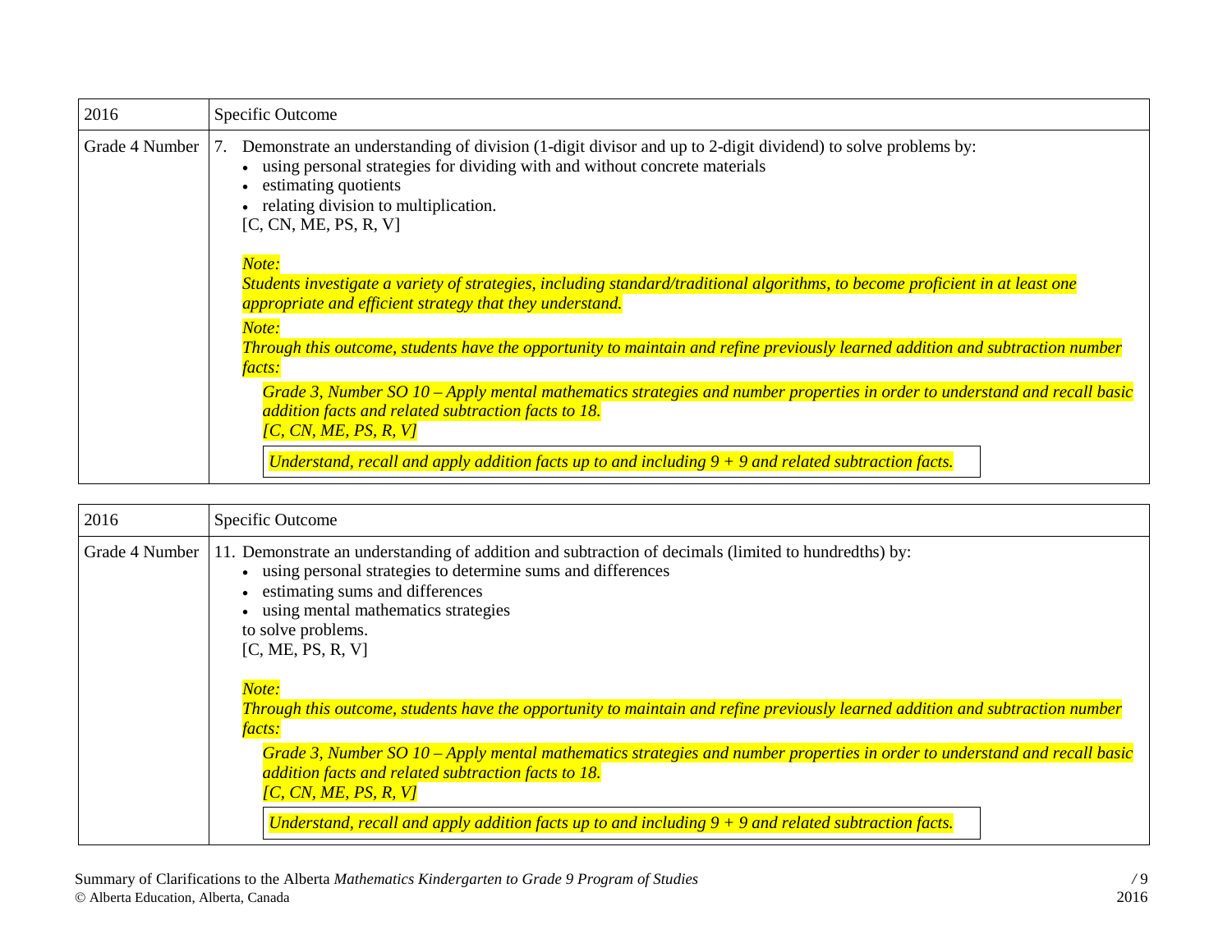| 2016 | Specific Outcome |
|---|---|
| Grade 4 Number | 7. Demonstrate an understanding of division (1-digit divisor and up to 2-digit dividend) to solve problems by:<br>• using personal strategies for dividing with and without concrete materials<br>• estimating quotients<br>• relating division to multiplication.<br>[C, CN, ME, PS, R, V]<br><br>*Note:*<br>*Students investigate a variety of strategies, including standard/traditional algorithms, to become proficient in at least one appropriate and efficient strategy that they understand.*<br><br>*Note:*<br>*Through this outcome, students have the opportunity to maintain and refine previously learned addition and subtraction number facts:*<br><br>*Grade 3, Number SO 10 – Apply mental mathematics strategies and number properties in order to understand and recall basic addition facts and related subtraction facts to 18.*<br>*[C, CN, ME, PS, R, V]*<br><br>*Understand, recall and apply addition facts up to and including 9 + 9 and related subtraction facts.* |

| 2016 | Specific Outcome |
|---|---|
| Grade 4 Number | 11. Demonstrate an understanding of addition and subtraction of decimals (limited to hundredths) by:<br>• using personal strategies to determine sums and differences<br>• estimating sums and differences<br>• using mental mathematics strategies<br>to solve problems.<br>[C, ME, PS, R, V]<br><br>*Note:*<br>*Through this outcome, students have the opportunity to maintain and refine previously learned addition and subtraction number facts:*<br><br>*Grade 3, Number SO 10 – Apply mental mathematics strategies and number properties in order to understand and recall basic addition facts and related subtraction facts to 18.*<br>*[C, CN, ME, PS, R, V]*<br><br>*Understand, recall and apply addition facts up to and including 9 + 9 and related subtraction facts.* |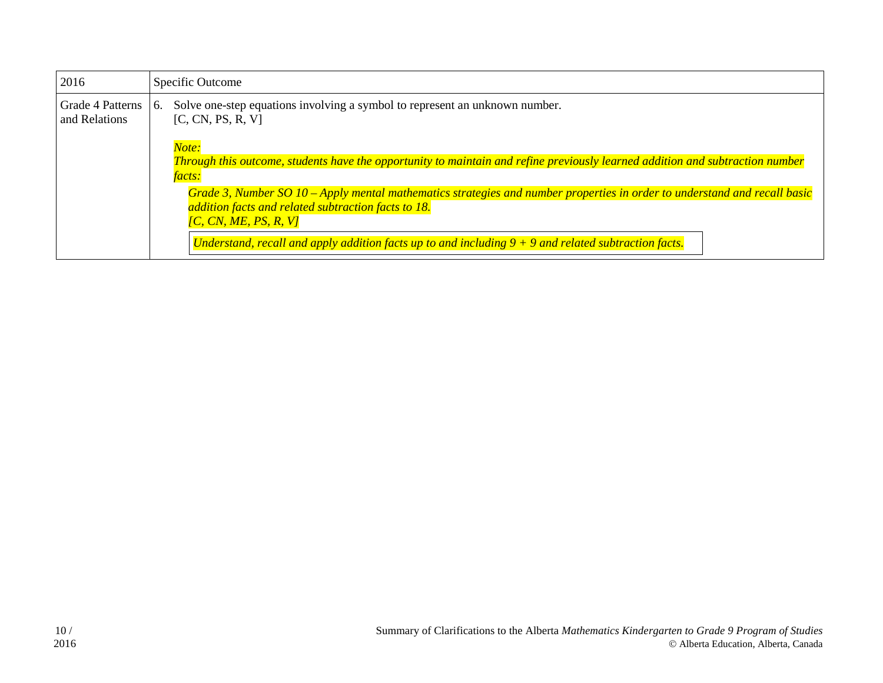| 2016 | Specific Outcome |
| --- | --- |
| Grade 4 Patterns and Relations | 6. Solve one-step equations involving a symbol to represent an unknown number. [C, CN, PS, R, V]<br><br>*Note:*<br>*Through this outcome, students have the opportunity to maintain and refine previously learned addition and subtraction number facts:*<br><br>*Grade 3, Number SO 10 – Apply mental mathematics strategies and number properties in order to understand and recall basic addition facts and related subtraction facts to 18.*<br>*[C, CN, ME, PS, R, V]*<br><br>*Understand, recall and apply addition facts up to and including 9 + 9 and related subtraction facts.* |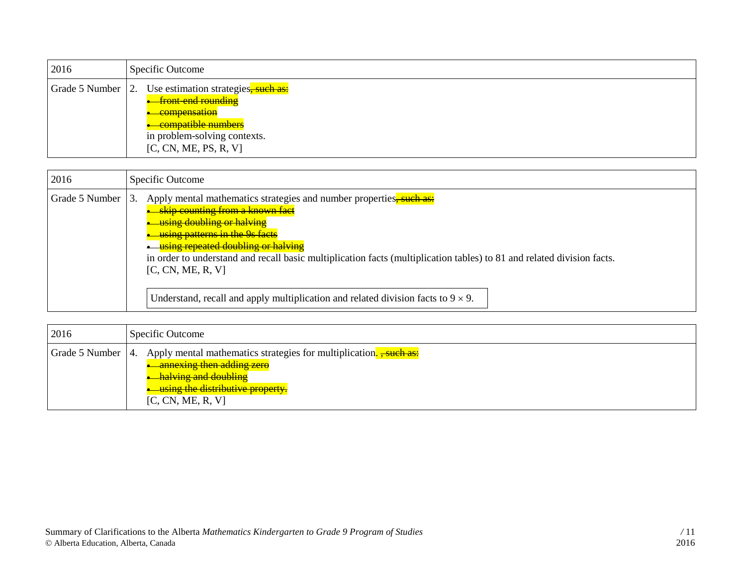| 2016 | Specific Outcome |
| --- | --- |
| Grade 5 Number | 2. Use estimation strategies~~, such as:~~<br>~~• front-end rounding~~<br>~~• compensation~~<br>~~• compatible numbers~~<br>in problem-solving contexts.<br>[C, CN, ME, PS, R, V] |

| 2016 | Specific Outcome |
| --- | --- |
| Grade 5 Number | 3. Apply mental mathematics strategies and number properties~~, such as:~~<br>~~• skip counting from a known fact~~<br>~~• using doubling or halving~~<br>~~• using patterns in the 9s facts~~<br>~~• using repeated doubling or halving~~<br>in order to understand and recall basic multiplication facts (multiplication tables) to 81 and related division facts.<br>[C, CN, ME, R, V]<br><br>Understand, recall and apply multiplication and related division facts to $9 \times 9$. |

| 2016 | Specific Outcome |
| --- | --- |
| Grade 5 Number | 4. Apply mental mathematics strategies for multiplication. ~~, such as:~~<br>~~• annexing then adding zero~~<br>~~• halving and doubling~~<br>~~• using the distributive property.~~<br>[C, CN, ME, R, V] |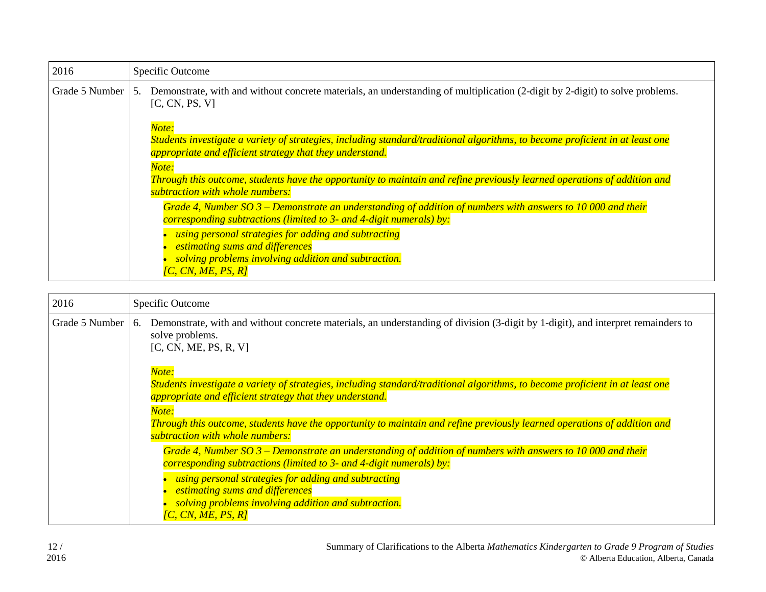| 2016 | Specific Outcome |
| --- | --- |
| Grade 5 Number | 5. Demonstrate, with and without concrete materials, an understanding of multiplication (2-digit by 2-digit) to solve problems. [C, CN, PS, V]<br><br>*Note:*<br>*Students investigate a variety of strategies, including standard/traditional algorithms, to become proficient in at least one appropriate and efficient strategy that they understand.*<br>*Note:*<br>*Through this outcome, students have the opportunity to maintain and refine previously learned operations of addition and subtraction with whole numbers:*<br>*Grade 4, Number SO 3 – Demonstrate an understanding of addition of numbers with answers to 10 000 and their corresponding subtractions (limited to 3- and 4-digit numerals) by:*<br>• *using personal strategies for adding and subtracting*<br>• *estimating sums and differences*<br>• *solving problems involving addition and subtraction.*<br>*[C, CN, ME, PS, R]* |

| 2016 | Specific Outcome |
| --- | --- |
| Grade 5 Number | 6. Demonstrate, with and without concrete materials, an understanding of division (3-digit by 1-digit), and interpret remainders to solve problems.<br>[C, CN, ME, PS, R, V]<br><br>*Note:*<br>*Students investigate a variety of strategies, including standard/traditional algorithms, to become proficient in at least one appropriate and efficient strategy that they understand.*<br>*Note:*<br>*Through this outcome, students have the opportunity to maintain and refine previously learned operations of addition and subtraction with whole numbers:*<br>*Grade 4, Number SO 3 – Demonstrate an understanding of addition of numbers with answers to 10 000 and their corresponding subtractions (limited to 3- and 4-digit numerals) by:*<br>• *using personal strategies for adding and subtracting*<br>• *estimating sums and differences*<br>• *solving problems involving addition and subtraction.*<br>*[C, CN, ME, PS, R]* |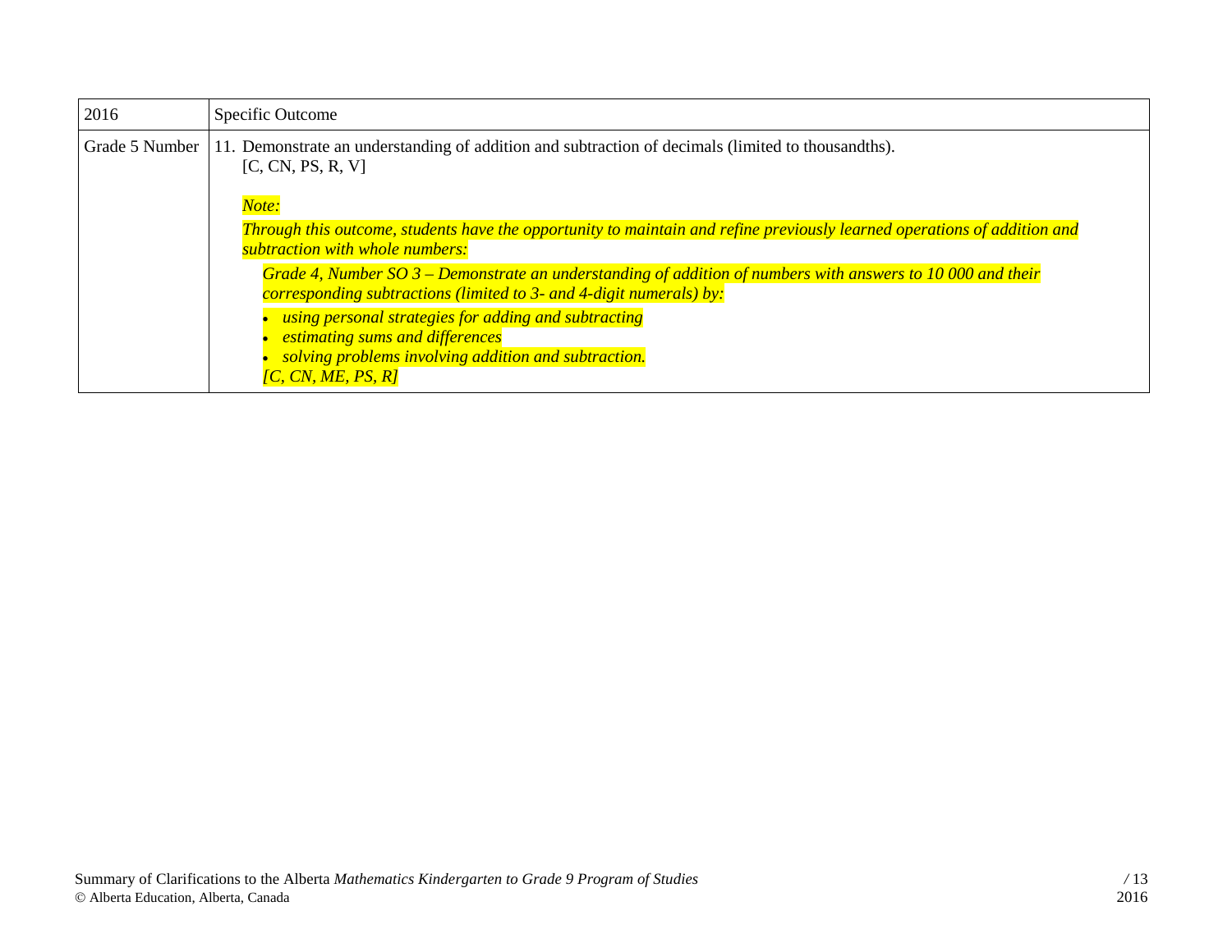| 2016 | Specific Outcome |
|---|---|
| Grade 5 Number | 11. Demonstrate an understanding of addition and subtraction of decimals (limited to thousandths).<br>[C, CN, PS, R, V]<br><br>*Note:*<br>*Through this outcome, students have the opportunity to maintain and refine previously learned operations of addition and subtraction with whole numbers:*<br>*Grade 4, Number SO 3 – Demonstrate an understanding of addition of numbers with answers to 10 000 and their corresponding subtractions (limited to 3- and 4-digit numerals) by:*<br>• *using personal strategies for adding and subtracting*<br>• *estimating sums and differences*<br>• *solving problems involving addition and subtraction.*<br>*[C, CN, ME, PS, R]* |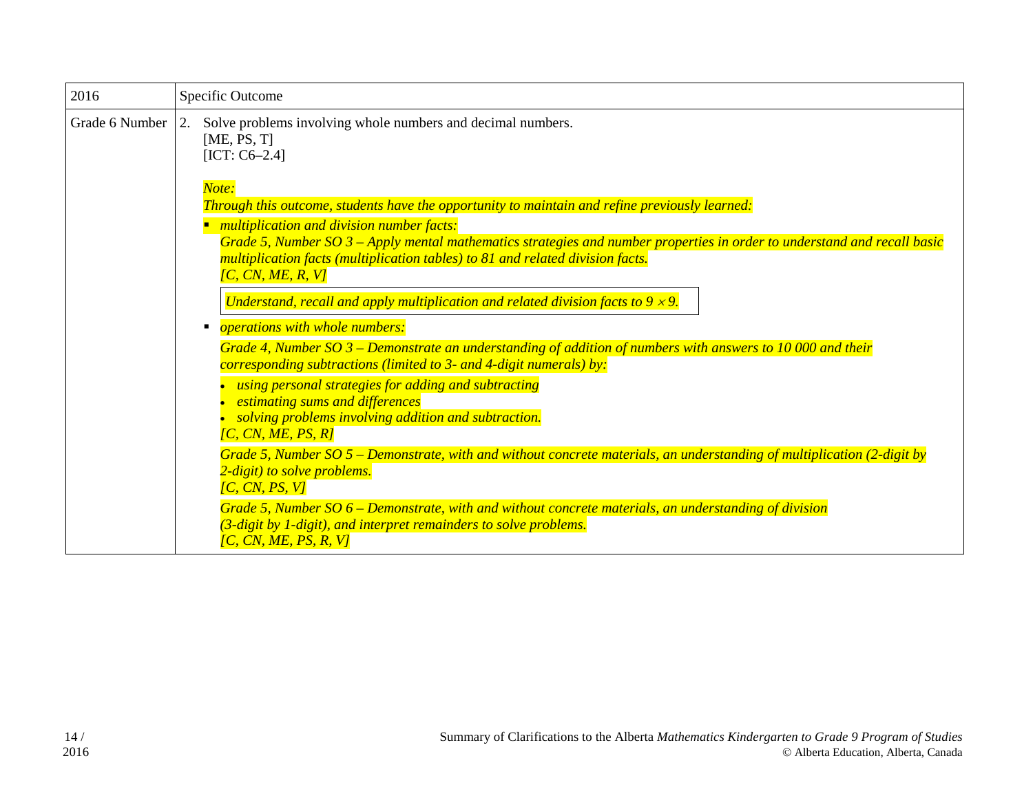| 2016 | Specific Outcome |
|---|---|
| Grade 6 Number | 2. Solve problems involving whole numbers and decimal numbers.<br>[ME, PS, T]<br>[ICT: C6–2.4]<br><br>*Note:*<br>*Through this outcome, students have the opportunity to maintain and refine previously learned:*<br>▪ *multiplication and division number facts:*<br>*Grade 5, Number SO 3 – Apply mental mathematics strategies and number properties in order to understand and recall basic multiplication facts (multiplication tables) to 81 and related division facts.*<br>*[C, CN, ME, R, V]*<br><br>*Understand, recall and apply multiplication and related division facts to 9 × 9.*<br><br>▪ *operations with whole numbers:*<br>*Grade 4, Number SO 3 – Demonstrate an understanding of addition of numbers with answers to 10 000 and their corresponding subtractions (limited to 3- and 4-digit numerals) by:*<br>• *using personal strategies for adding and subtracting*<br>• *estimating sums and differences*<br>• *solving problems involving addition and subtraction.*<br>*[C, CN, ME, PS, R]*<br><br>*Grade 5, Number SO 5 – Demonstrate, with and without concrete materials, an understanding of multiplication (2-digit by 2-digit) to solve problems.*<br>*[C, CN, PS, V]*<br><br>*Grade 5, Number SO 6 – Demonstrate, with and without concrete materials, an understanding of division (3-digit by 1-digit), and interpret remainders to solve problems.*<br>*[C, CN, ME, PS, R, V]* |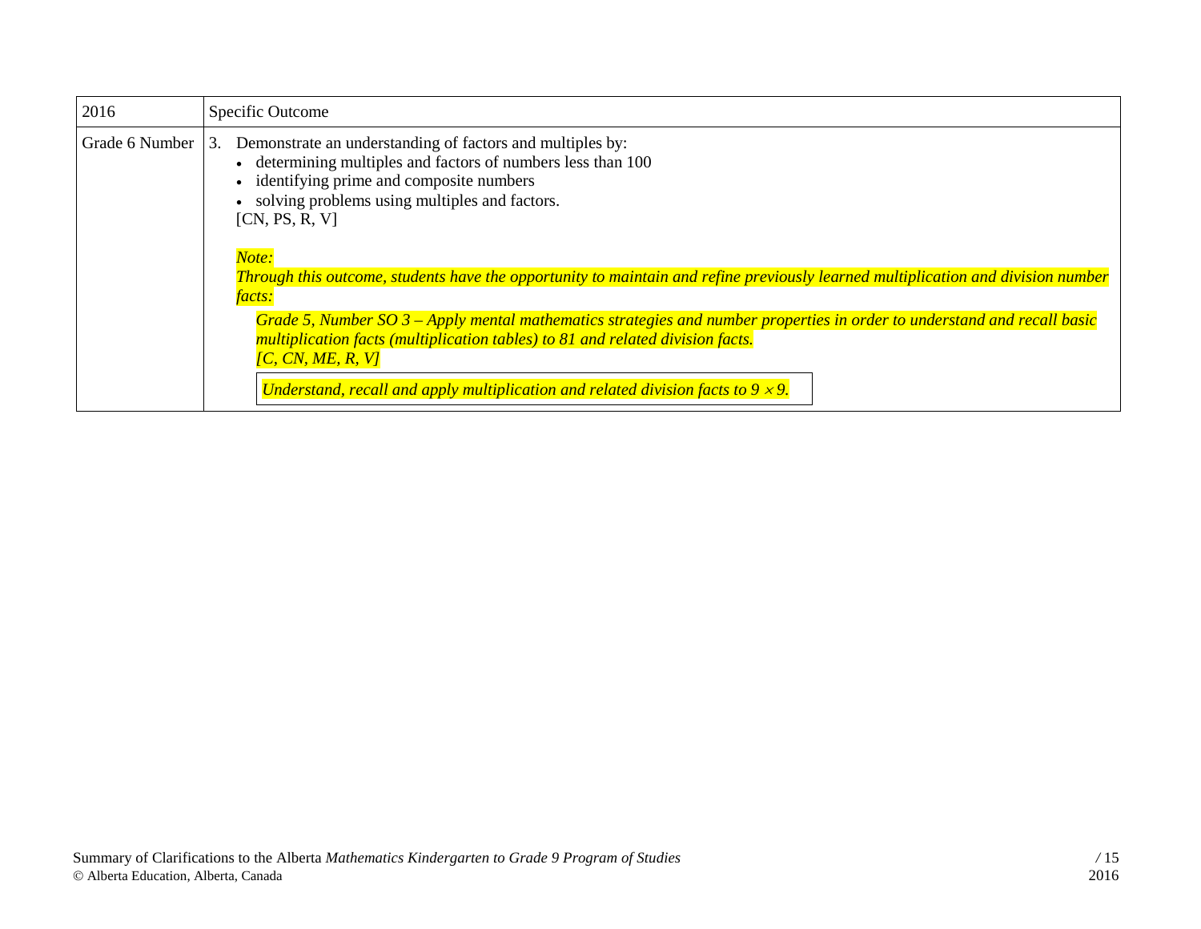| 2016 | Specific Outcome |
|---|---|
| Grade 6 Number | 3. Demonstrate an understanding of factors and multiples by:<br>• determining multiples and factors of numbers less than 100<br>• identifying prime and composite numbers<br>• solving problems using multiples and factors.<br>[CN, PS, R, V]<br><br>*Note:*<br>*Through this outcome, students have the opportunity to maintain and refine previously learned multiplication and division number facts:*<br><br>*Grade 5, Number SO 3 – Apply mental mathematics strategies and number properties in order to understand and recall basic multiplication facts (multiplication tables) to 81 and related division facts.*<br>*[C, CN, ME, R, V]*<br><br>*Understand, recall and apply multiplication and related division facts to $9 \times 9$.* |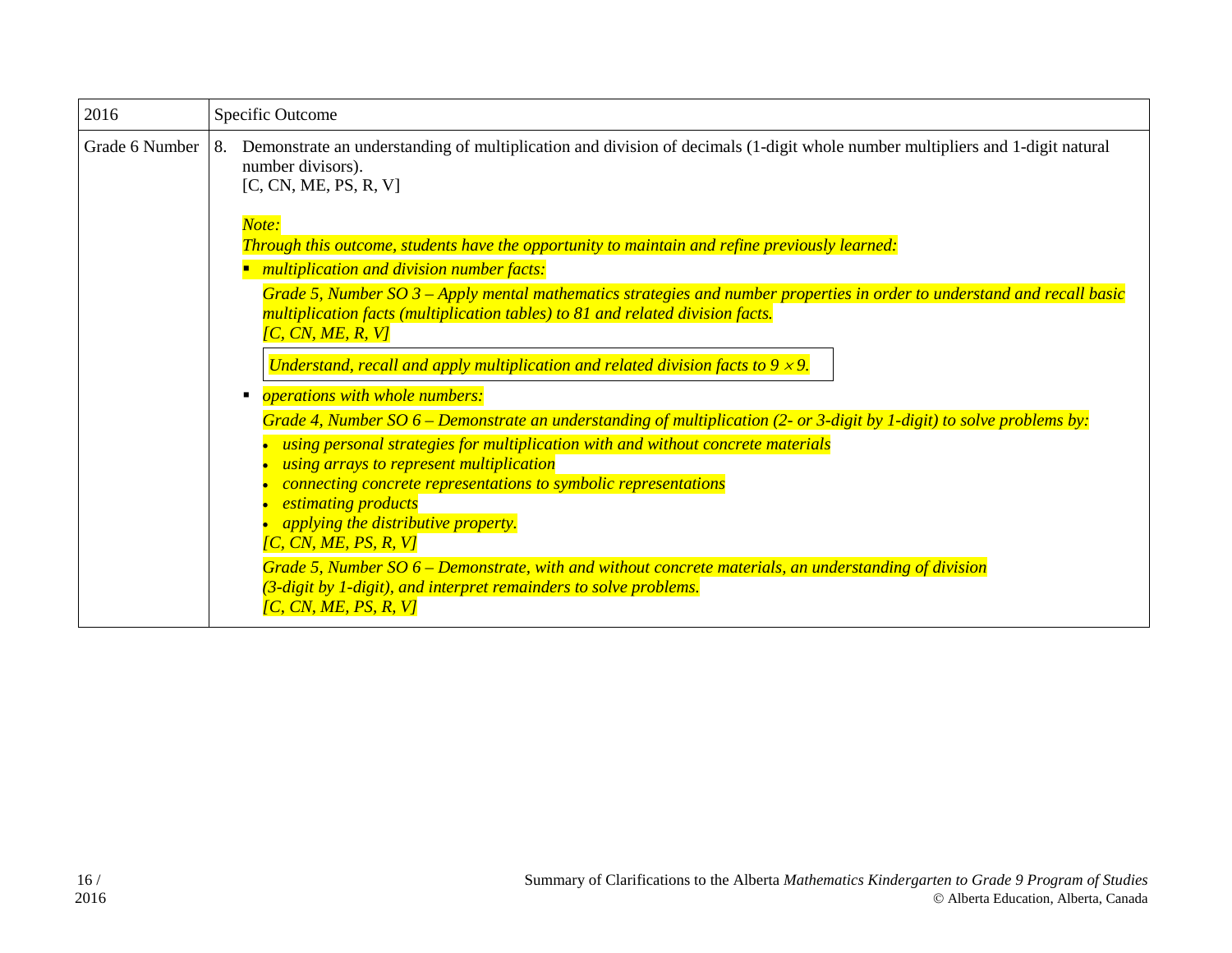| 2016 | Specific Outcome |
|---|---|
| Grade 6 Number | 8. Demonstrate an understanding of multiplication and division of decimals (1-digit whole number multipliers and 1-digit natural number divisors).<br>[C, CN, ME, PS, R, V]<br><br>*Note:*<br>*Through this outcome, students have the opportunity to maintain and refine previously learned:*<br>▪ *multiplication and division number facts:*<br>*Grade 5, Number SO 3 – Apply mental mathematics strategies and number properties in order to understand and recall basic multiplication facts (multiplication tables) to 81 and related division facts.*<br>*[C, CN, ME, R, V]*<br>*Understand, recall and apply multiplication and related division facts to $9 \times 9$.*<br>▪ *operations with whole numbers:*<br>*Grade 4, Number SO 6 – Demonstrate an understanding of multiplication (2- or 3-digit by 1-digit) to solve problems by:*<br>• *using personal strategies for multiplication with and without concrete materials*<br>• *using arrays to represent multiplication*<br>• *connecting concrete representations to symbolic representations*<br>• *estimating products*<br>• *applying the distributive property.*<br>*[C, CN, ME, PS, R, V]*<br>*Grade 5, Number SO 6 – Demonstrate, with and without concrete materials, an understanding of division (3-digit by 1-digit), and interpret remainders to solve problems.*<br>*[C, CN, ME, PS, R, V]* |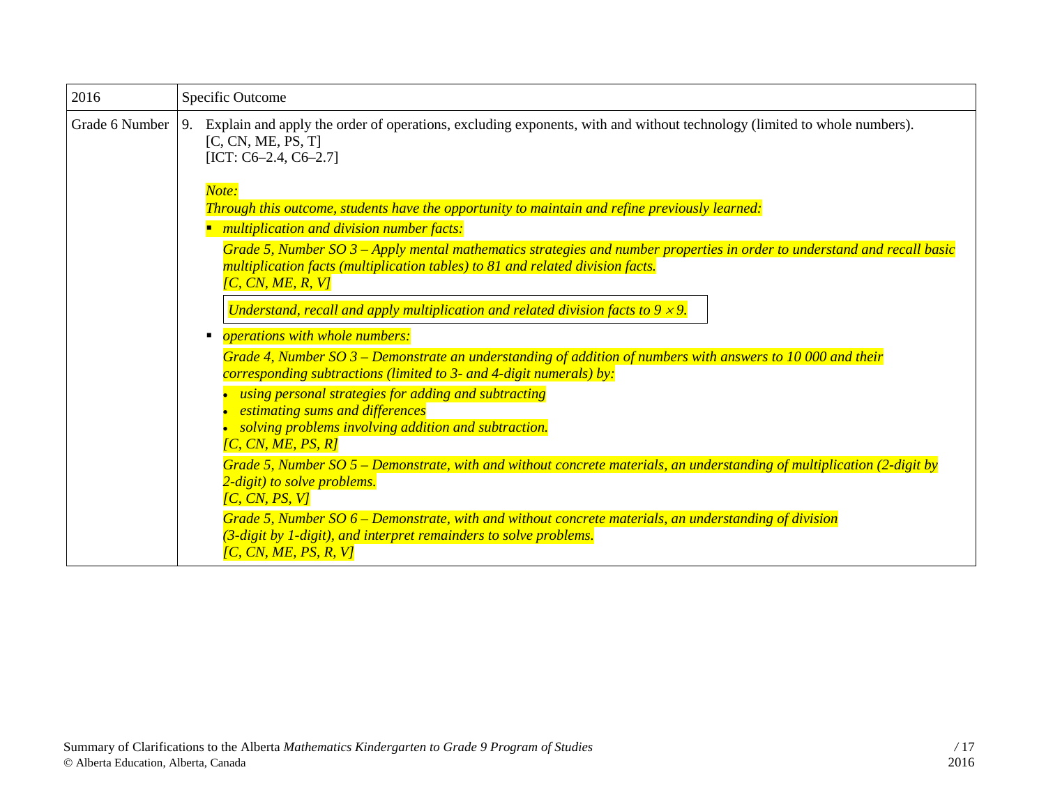| 2016 | Specific Outcome |
| --- | --- |
| Grade 6 Number | 9. Explain and apply the order of operations, excluding exponents, with and without technology (limited to whole numbers). [C, CN, ME, PS, T] [ICT: C6–2.4, C6–2.7]<br><br>*Note:*<br>*Through this outcome, students have the opportunity to maintain and refine previously learned:*<br>▪ *multiplication and division number facts:*<br>*Grade 5, Number SO 3 – Apply mental mathematics strategies and number properties in order to understand and recall basic multiplication facts (multiplication tables) to 81 and related division facts.*<br>*[C, CN, ME, R, V]*<br>*Understand, recall and apply multiplication and related division facts to $9 \times 9$.*<br>▪ *operations with whole numbers:*<br>*Grade 4, Number SO 3 – Demonstrate an understanding of addition of numbers with answers to 10 000 and their corresponding subtractions (limited to 3- and 4-digit numerals) by:*<br>• *using personal strategies for adding and subtracting*<br>• *estimating sums and differences*<br>• *solving problems involving addition and subtraction.*<br>*[C, CN, ME, PS, R]*<br>*Grade 5, Number SO 5 – Demonstrate, with and without concrete materials, an understanding of multiplication (2-digit by 2-digit) to solve problems.*<br>*[C, CN, PS, V]*<br>*Grade 5, Number SO 6 – Demonstrate, with and without concrete materials, an understanding of division (3-digit by 1-digit), and interpret remainders to solve problems.*<br>*[C, CN, ME, PS, R, V]* |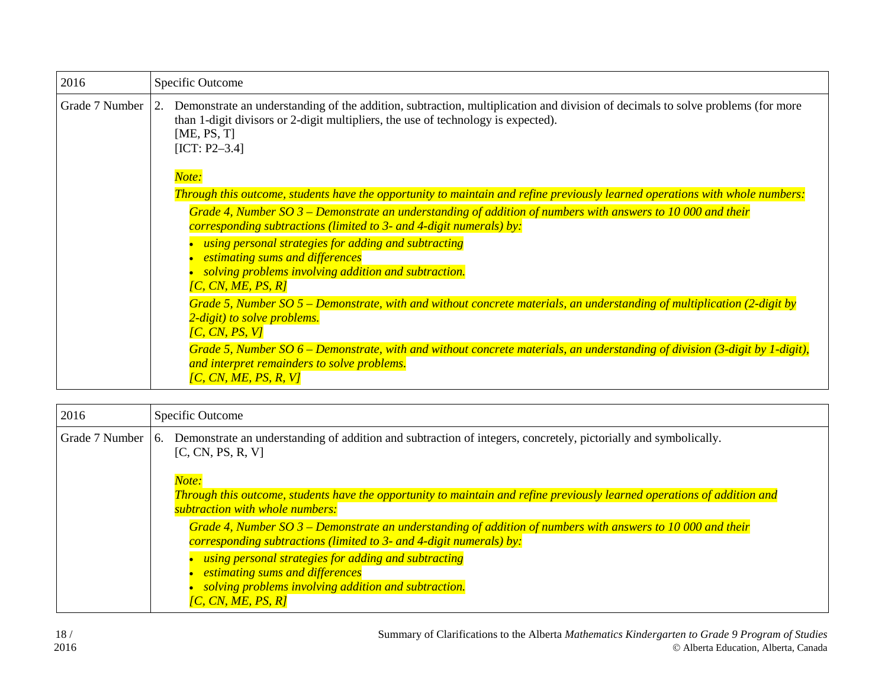| 2016 | Specific Outcome |
|---|---|
| Grade 7 Number | 2. Demonstrate an understanding of the addition, subtraction, multiplication and division of decimals to solve problems (for more than 1-digit divisors or 2-digit multipliers, the use of technology is expected).<br>[ME, PS, T]<br>[ICT: P2–3.4]<br><br>*Note:*<br>*Through this outcome, students have the opportunity to maintain and refine previously learned operations with whole numbers:*<br>*Grade 4, Number SO 3 – Demonstrate an understanding of addition of numbers with answers to 10 000 and their corresponding subtractions (limited to 3- and 4-digit numerals) by:*<br>• *using personal strategies for adding and subtracting*<br>• *estimating sums and differences*<br>• *solving problems involving addition and subtraction.*<br>*[C, CN, ME, PS, R]*<br>*Grade 5, Number SO 5 – Demonstrate, with and without concrete materials, an understanding of multiplication (2-digit by 2-digit) to solve problems.*<br>*[C, CN, PS, V]*<br>*Grade 5, Number SO 6 – Demonstrate, with and without concrete materials, an understanding of division (3-digit by 1-digit), and interpret remainders to solve problems.*<br>*[C, CN, ME, PS, R, V]* |

| 2016 | Specific Outcome |
|---|---|
| Grade 7 Number | 6. Demonstrate an understanding of addition and subtraction of integers, concretely, pictorially and symbolically.<br>[C, CN, PS, R, V]<br><br>*Note:*<br>*Through this outcome, students have the opportunity to maintain and refine previously learned operations of addition and subtraction with whole numbers:*<br>*Grade 4, Number SO 3 – Demonstrate an understanding of addition of numbers with answers to 10 000 and their corresponding subtractions (limited to 3- and 4-digit numerals) by:*<br>• *using personal strategies for adding and subtracting*<br>• *estimating sums and differences*<br>• *solving problems involving addition and subtraction.*<br>*[C, CN, ME, PS, R]* |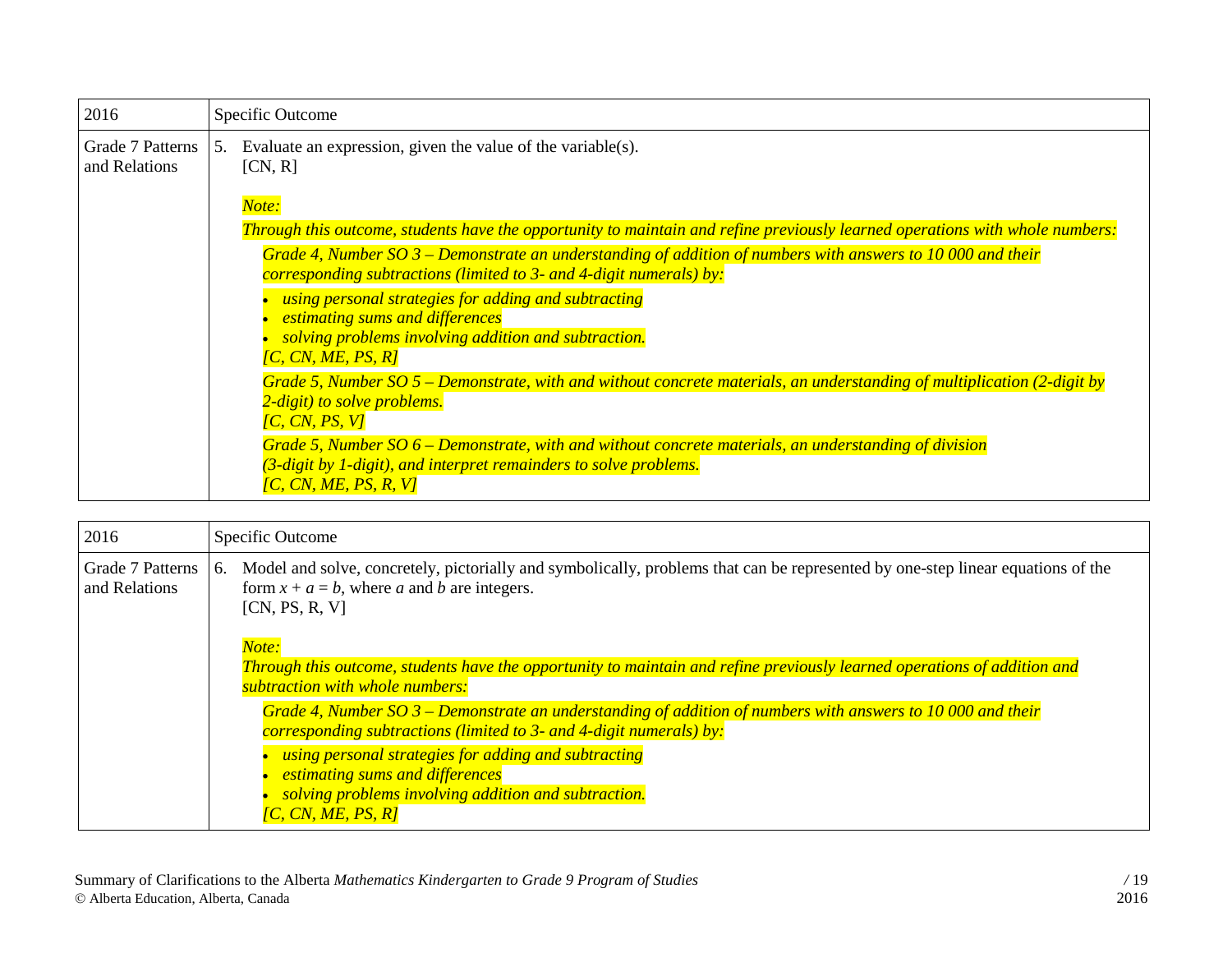| 2016 | Specific Outcome |
|---|---|
| Grade 7 Patterns and Relations | 5. Evaluate an expression, given the value of the variable(s).<br>[CN, R]<br><br>*Note:*<br>*Through this outcome, students have the opportunity to maintain and refine previously learned operations with whole numbers:*<br>*Grade 4, Number SO 3 – Demonstrate an understanding of addition of numbers with answers to 10 000 and their corresponding subtractions (limited to 3- and 4-digit numerals) by:*<br>• *using personal strategies for adding and subtracting*<br>• *estimating sums and differences*<br>• *solving problems involving addition and subtraction.*<br>*[C, CN, ME, PS, R]*<br>*Grade 5, Number SO 5 – Demonstrate, with and without concrete materials, an understanding of multiplication (2-digit by 2-digit) to solve problems.*<br>*[C, CN, PS, V]*<br>*Grade 5, Number SO 6 – Demonstrate, with and without concrete materials, an understanding of division (3-digit by 1-digit), and interpret remainders to solve problems.*<br>*[C, CN, ME, PS, R, V]* |

| 2016 | Specific Outcome |
|---|---|
| Grade 7 Patterns and Relations | 6. Model and solve, concretely, pictorially and symbolically, problems that can be represented by one-step linear equations of the form $x + a = b$, where $a$ and $b$ are integers.<br>[CN, PS, R, V]<br><br>*Note:*<br>*Through this outcome, students have the opportunity to maintain and refine previously learned operations of addition and subtraction with whole numbers:*<br>*Grade 4, Number SO 3 – Demonstrate an understanding of addition of numbers with answers to 10 000 and their corresponding subtractions (limited to 3- and 4-digit numerals) by:*<br>• *using personal strategies for adding and subtracting*<br>• *estimating sums and differences*<br>• *solving problems involving addition and subtraction.*<br>*[C, CN, ME, PS, R]* |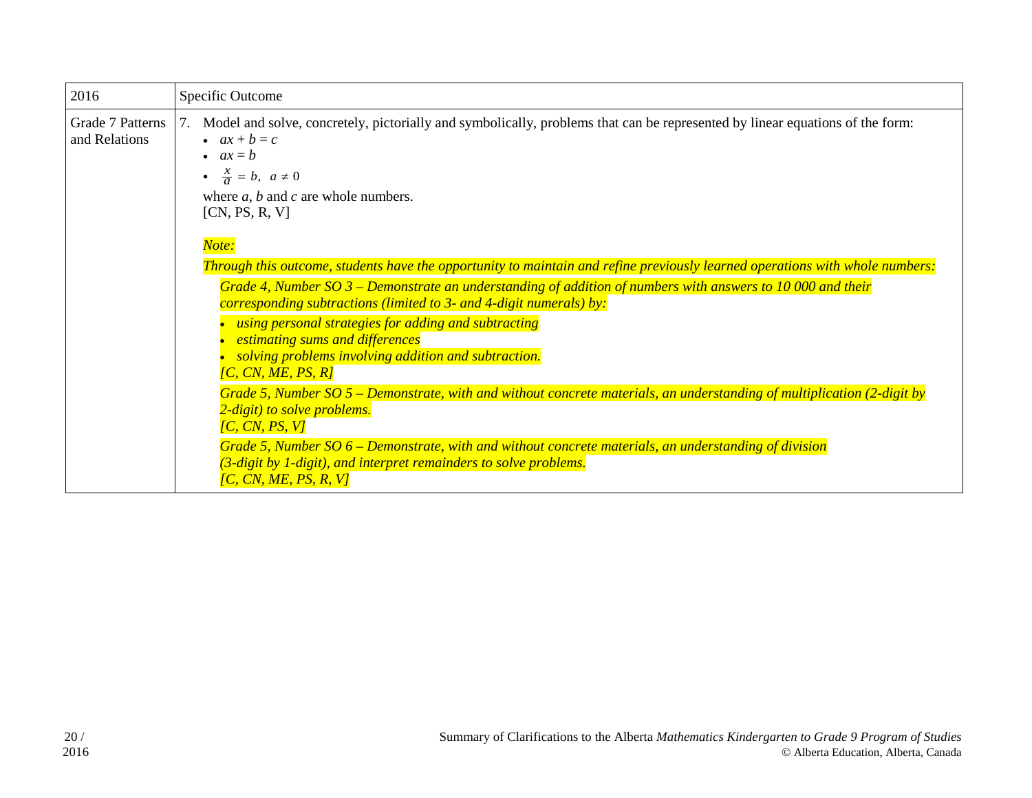| 2016 | Specific Outcome |
| --- | --- |
| Grade 7 Patterns and Relations | 7. Model and solve, concretely, pictorially and symbolically, problems that can be represented by linear equations of the form:<br>• $ax + b = c$<br>• $ax = b$<br>• $\frac{x}{a} = b, \ a \neq 0$<br>where $a$, $b$ and $c$ are whole numbers.<br>[CN, PS, R, V]<br><br>*Note:*<br>*Through this outcome, students have the opportunity to maintain and refine previously learned operations with whole numbers:*<br>*Grade 4, Number SO 3 – Demonstrate an understanding of addition of numbers with answers to 10 000 and their corresponding subtractions (limited to 3- and 4-digit numerals) by:*<br>• *using personal strategies for adding and subtracting*<br>• *estimating sums and differences*<br>• *solving problems involving addition and subtraction.*<br>*[C, CN, ME, PS, R]*<br>*Grade 5, Number SO 5 – Demonstrate, with and without concrete materials, an understanding of multiplication (2-digit by 2-digit) to solve problems.*<br>*[C, CN, PS, V]*<br>*Grade 5, Number SO 6 – Demonstrate, with and without concrete materials, an understanding of division (3-digit by 1-digit), and interpret remainders to solve problems.*<br>*[C, CN, ME, PS, R, V]* |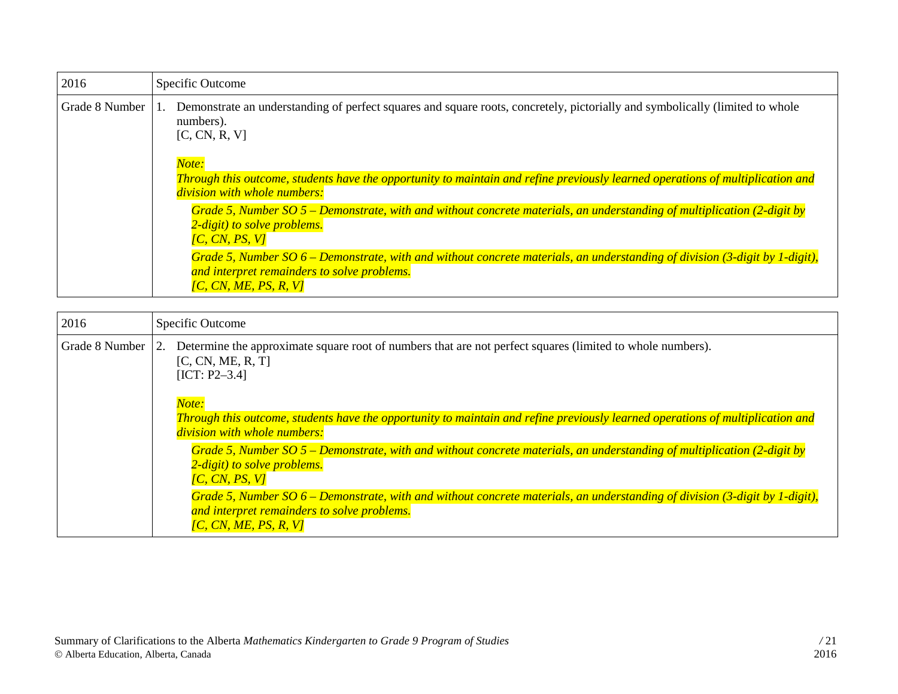| 2016 | Specific Outcome |
|---|---|
| Grade 8 Number | 1. Demonstrate an understanding of perfect squares and square roots, concretely, pictorially and symbolically (limited to whole numbers).<br>[C, CN, R, V]<br><br>*Note:*<br>*Through this outcome, students have the opportunity to maintain and refine previously learned operations of multiplication and division with whole numbers:*<br>*Grade 5, Number SO 5 – Demonstrate, with and without concrete materials, an understanding of multiplication (2-digit by 2-digit) to solve problems.*<br>*[C, CN, PS, V]*<br>*Grade 5, Number SO 6 – Demonstrate, with and without concrete materials, an understanding of division (3-digit by 1-digit), and interpret remainders to solve problems.*<br>*[C, CN, ME, PS, R, V]* |

| 2016 | Specific Outcome |
|---|---|
| Grade 8 Number | 2. Determine the approximate square root of numbers that are not perfect squares (limited to whole numbers).<br>[C, CN, ME, R, T]<br>[ICT: P2–3.4]<br><br>*Note:*<br>*Through this outcome, students have the opportunity to maintain and refine previously learned operations of multiplication and division with whole numbers:*<br>*Grade 5, Number SO 5 – Demonstrate, with and without concrete materials, an understanding of multiplication (2-digit by 2-digit) to solve problems.*<br>*[C, CN, PS, V]*<br>*Grade 5, Number SO 6 – Demonstrate, with and without concrete materials, an understanding of division (3-digit by 1-digit), and interpret remainders to solve problems.*<br>*[C, CN, ME, PS, R, V]* |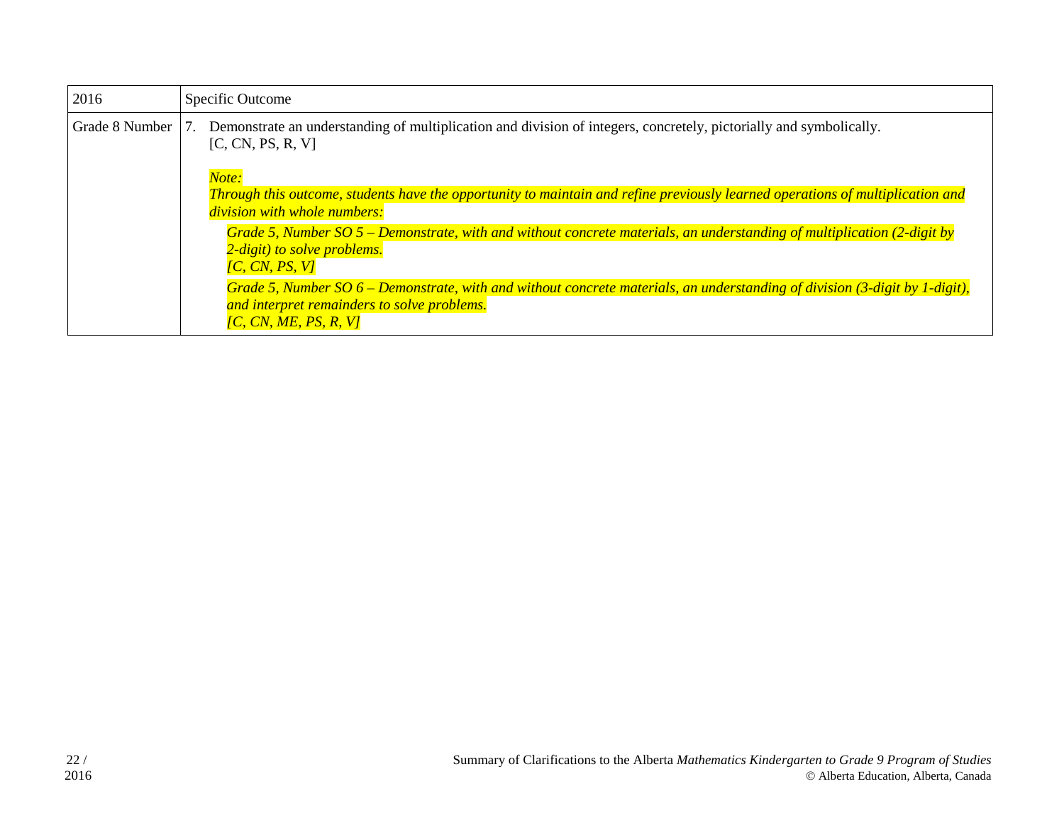| 2016 | Specific Outcome |
| --- | --- |
| Grade 8 Number | 7. Demonstrate an understanding of multiplication and division of integers, concretely, pictorially and symbolically. [C, CN, PS, R, V]<br><br>*Note:*<br>*Through this outcome, students have the opportunity to maintain and refine previously learned operations of multiplication and division with whole numbers:*<br>*Grade 5, Number SO 5 – Demonstrate, with and without concrete materials, an understanding of multiplication (2-digit by 2-digit) to solve problems.*<br>*[C, CN, PS, V]*<br>*Grade 5, Number SO 6 – Demonstrate, with and without concrete materials, an understanding of division (3-digit by 1-digit), and interpret remainders to solve problems.*<br>*[C, CN, ME, PS, R, V]* |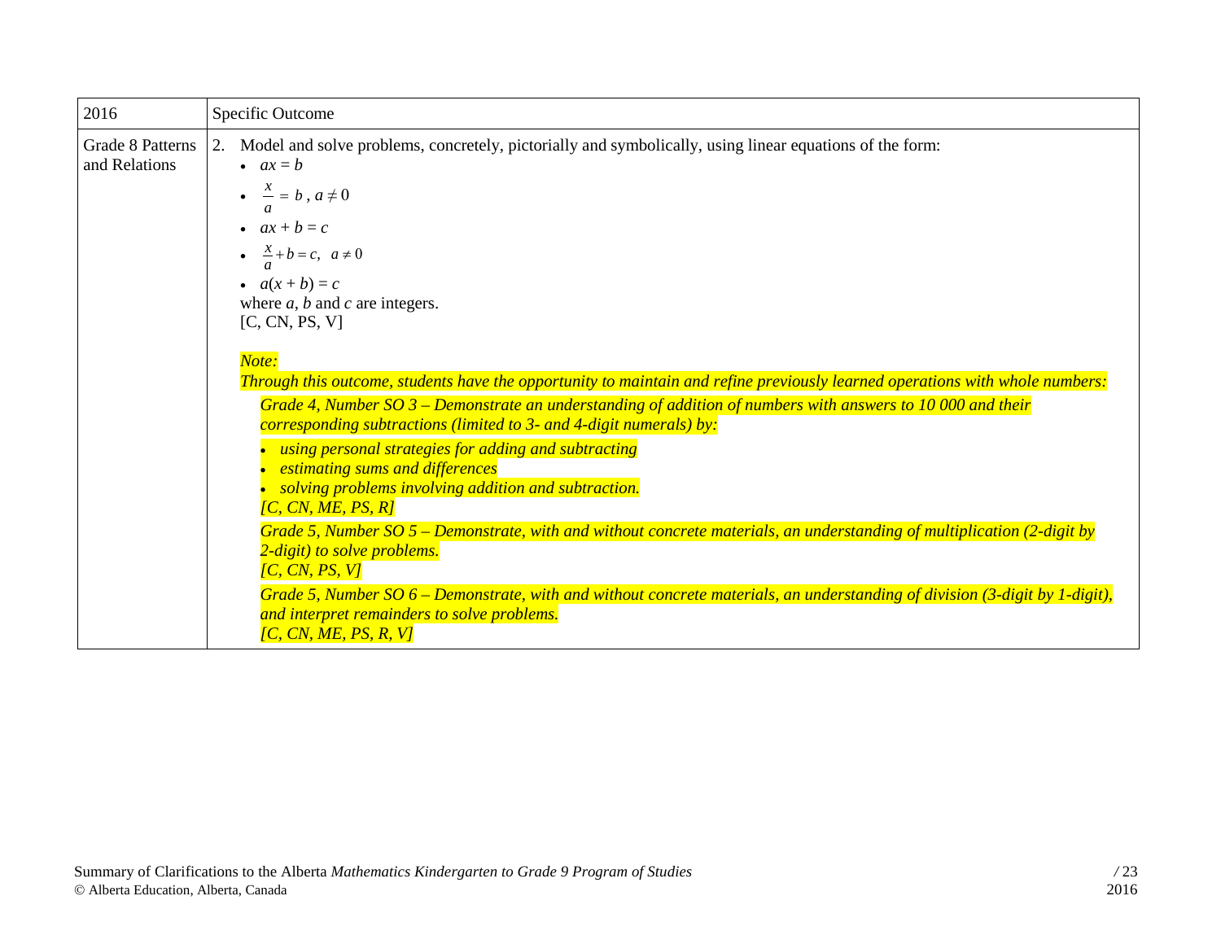| 2016 | Specific Outcome |
|---|---|
| Grade 8 Patterns and Relations | 2. Model and solve problems, concretely, pictorially and symbolically, using linear equations of the form:<br>• $ax = b$<br>• $\frac{x}{a} = b$, $a \neq 0$<br>• $ax + b = c$<br>• $\frac{x}{a} + b = c$, $a \neq 0$<br>• $a(x + b) = c$<br>where $a$, $b$ and $c$ are integers.<br>[C, CN, PS, V]<br><br>*Note:*<br>*Through this outcome, students have the opportunity to maintain and refine previously learned operations with whole numbers:*<br>*Grade 4, Number SO 3 – Demonstrate an understanding of addition of numbers with answers to 10 000 and their corresponding subtractions (limited to 3- and 4-digit numerals) by:*<br>• *using personal strategies for adding and subtracting*<br>• *estimating sums and differences*<br>• *solving problems involving addition and subtraction.*<br>*[C, CN, ME, PS, R]*<br>*Grade 5, Number SO 5 – Demonstrate, with and without concrete materials, an understanding of multiplication (2-digit by 2-digit) to solve problems.*<br>*[C, CN, PS, V]*<br>*Grade 5, Number SO 6 – Demonstrate, with and without concrete materials, an understanding of division (3-digit by 1-digit), and interpret remainders to solve problems.*<br>*[C, CN, ME, PS, R, V]* |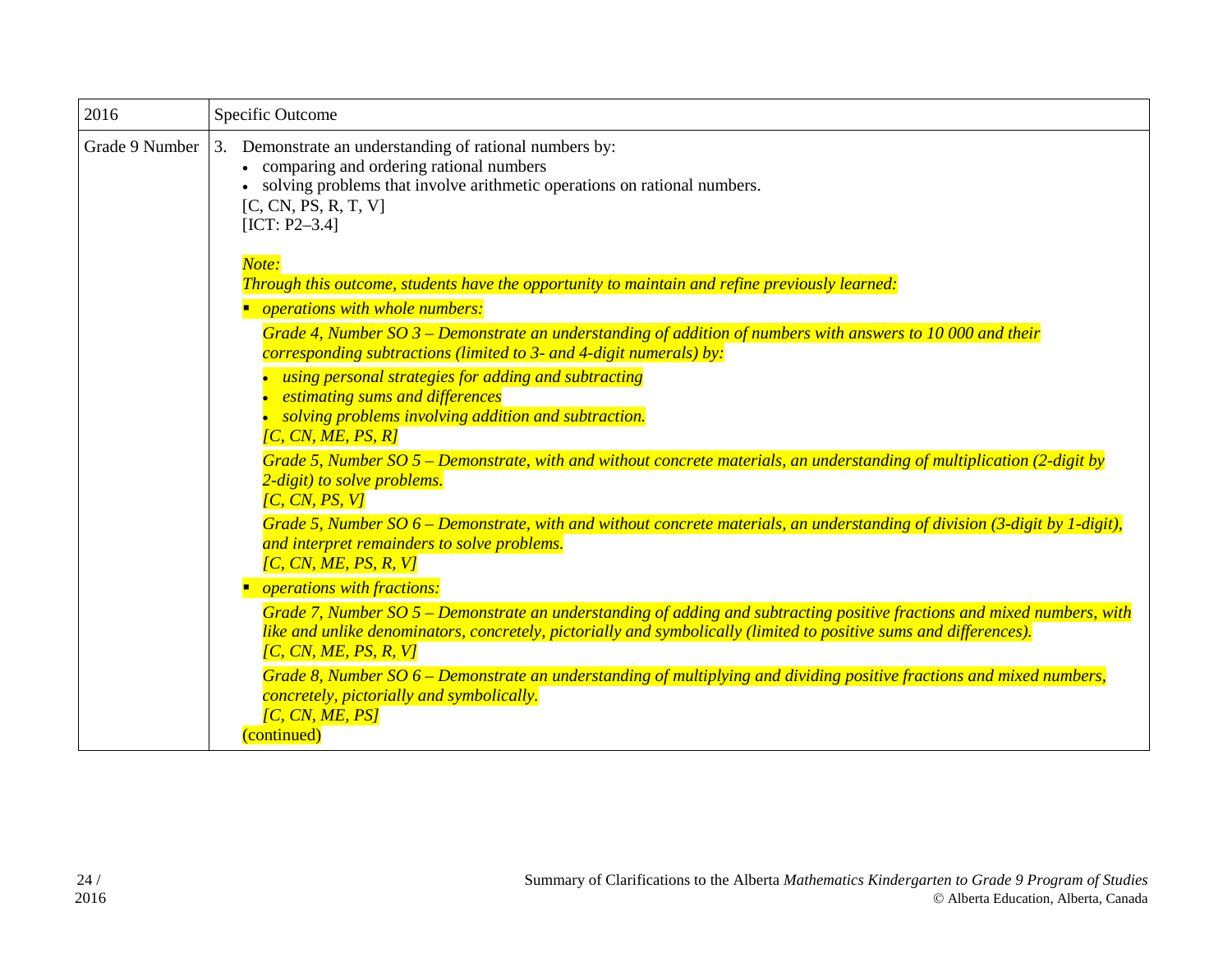| 2016 | Specific Outcome |
|---|---|
| Grade 9 Number | 3. Demonstrate an understanding of rational numbers by:<br>• comparing and ordering rational numbers<br>• solving problems that involve arithmetic operations on rational numbers.<br>[C, CN, PS, R, T, V]<br>[ICT: P2–3.4]<br><br>*Note:*<br>*Through this outcome, students have the opportunity to maintain and refine previously learned:*<br>▪ *operations with whole numbers:*<br>*Grade 4, Number SO 3 – Demonstrate an understanding of addition of numbers with answers to 10 000 and their corresponding subtractions (limited to 3- and 4-digit numerals) by:*<br>• *using personal strategies for adding and subtracting*<br>• *estimating sums and differences*<br>• *solving problems involving addition and subtraction.*<br>*[C, CN, ME, PS, R]*<br>*Grade 5, Number SO 5 – Demonstrate, with and without concrete materials, an understanding of multiplication (2-digit by 2-digit) to solve problems.*<br>*[C, CN, PS, V]*<br>*Grade 5, Number SO 6 – Demonstrate, with and without concrete materials, an understanding of division (3-digit by 1-digit), and interpret remainders to solve problems.*<br>*[C, CN, ME, PS, R, V]*<br>▪ *operations with fractions:*<br>*Grade 7, Number SO 5 – Demonstrate an understanding of adding and subtracting positive fractions and mixed numbers, with like and unlike denominators, concretely, pictorially and symbolically (limited to positive sums and differences).*<br>*[C, CN, ME, PS, R, V]*<br>*Grade 8, Number SO 6 – Demonstrate an understanding of multiplying and dividing positive fractions and mixed numbers, concretely, pictorially and symbolically.*<br>*[C, CN, ME, PS]*<br>(continued) |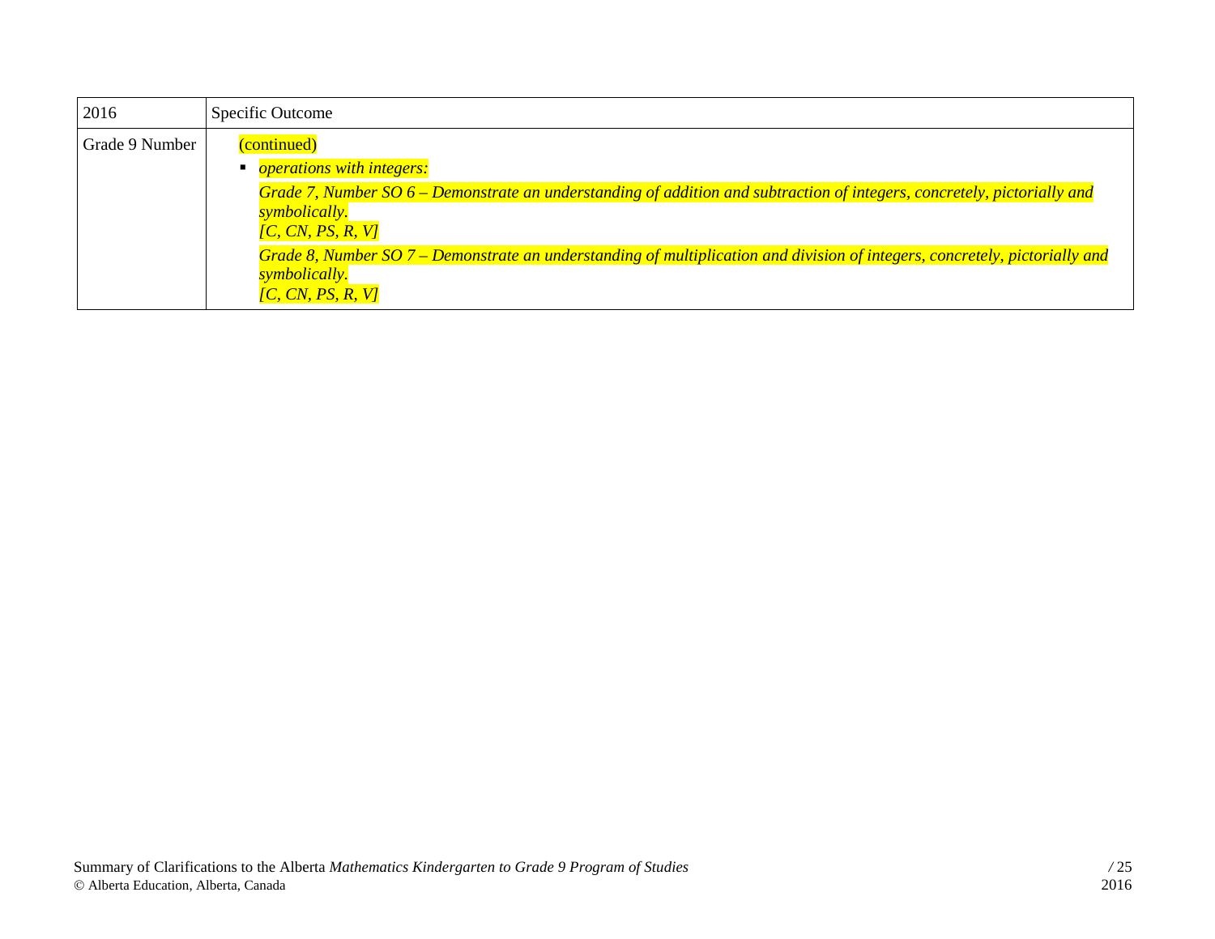| 2016 | Specific Outcome |
|---|---|
| Grade 9 Number | (continued)<br>▪ *operations with integers:*<br>*Grade 7, Number SO 6 – Demonstrate an understanding of addition and subtraction of integers, concretely, pictorially and symbolically.*<br>*[C, CN, PS, R, V]*<br>*Grade 8, Number SO 7 – Demonstrate an understanding of multiplication and division of integers, concretely, pictorially and symbolically.*<br>*[C, CN, PS, R, V]* |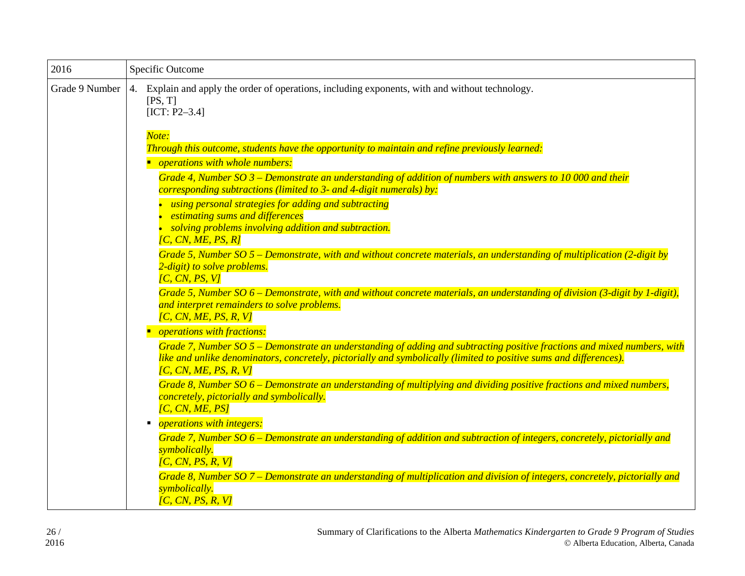| 2016 | Specific Outcome |
| --- | --- |
| Grade 9 Number | 4. Explain and apply the order of operations, including exponents, with and without technology.<br>[PS, T]<br>[ICT: P2–3.4]<br><br>*Note:*<br>*Through this outcome, students have the opportunity to maintain and refine previously learned:*<br>▪ *operations with whole numbers:*<br>*Grade 4, Number SO 3 – Demonstrate an understanding of addition of numbers with answers to 10 000 and their corresponding subtractions (limited to 3- and 4-digit numerals) by:*<br>• *using personal strategies for adding and subtracting*<br>• *estimating sums and differences*<br>• *solving problems involving addition and subtraction.*<br>*[C, CN, ME, PS, R]*<br>*Grade 5, Number SO 5 – Demonstrate, with and without concrete materials, an understanding of multiplication (2-digit by 2-digit) to solve problems.*<br>*[C, CN, PS, V]*<br>*Grade 5, Number SO 6 – Demonstrate, with and without concrete materials, an understanding of division (3-digit by 1-digit), and interpret remainders to solve problems.*<br>*[C, CN, ME, PS, R, V]*<br>▪ *operations with fractions:*<br>*Grade 7, Number SO 5 – Demonstrate an understanding of adding and subtracting positive fractions and mixed numbers, with like and unlike denominators, concretely, pictorially and symbolically (limited to positive sums and differences).*<br>*[C, CN, ME, PS, R, V]*<br>*Grade 8, Number SO 6 – Demonstrate an understanding of multiplying and dividing positive fractions and mixed numbers, concretely, pictorially and symbolically.*<br>*[C, CN, ME, PS]*<br>▪ *operations with integers:*<br>*Grade 7, Number SO 6 – Demonstrate an understanding of addition and subtraction of integers, concretely, pictorially and symbolically.*<br>*[C, CN, PS, R, V]*<br>*Grade 8, Number SO 7 – Demonstrate an understanding of multiplication and division of integers, concretely, pictorially and symbolically.*<br>*[C, CN, PS, R, V]* |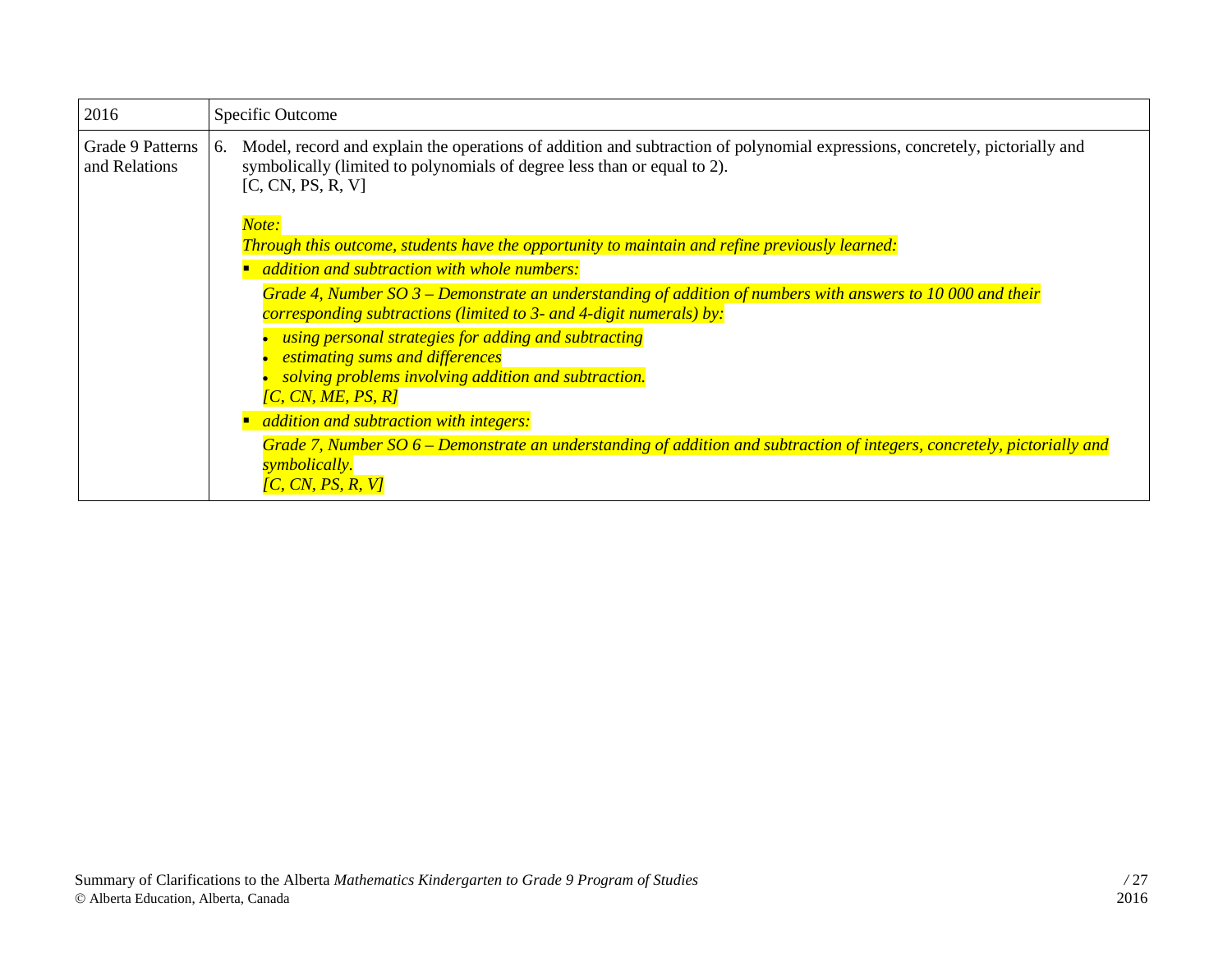| 2016 | Specific Outcome |
| --- | --- |
| Grade 9 Patterns and Relations | 6. Model, record and explain the operations of addition and subtraction of polynomial expressions, concretely, pictorially and symbolically (limited to polynomials of degree less than or equal to 2).<br>[C, CN, PS, R, V]<br><br>*Note:*<br>*Through this outcome, students have the opportunity to maintain and refine previously learned:*<br>▪ *addition and subtraction with whole numbers:*<br>*Grade 4, Number SO 3 – Demonstrate an understanding of addition of numbers with answers to 10 000 and their corresponding subtractions (limited to 3- and 4-digit numerals) by:*<br>• *using personal strategies for adding and subtracting*<br>• *estimating sums and differences*<br>• *solving problems involving addition and subtraction.*<br>*[C, CN, ME, PS, R]*<br>▪ *addition and subtraction with integers:*<br>*Grade 7, Number SO 6 – Demonstrate an understanding of addition and subtraction of integers, concretely, pictorially and symbolically.*<br>*[C, CN, PS, R, V]* |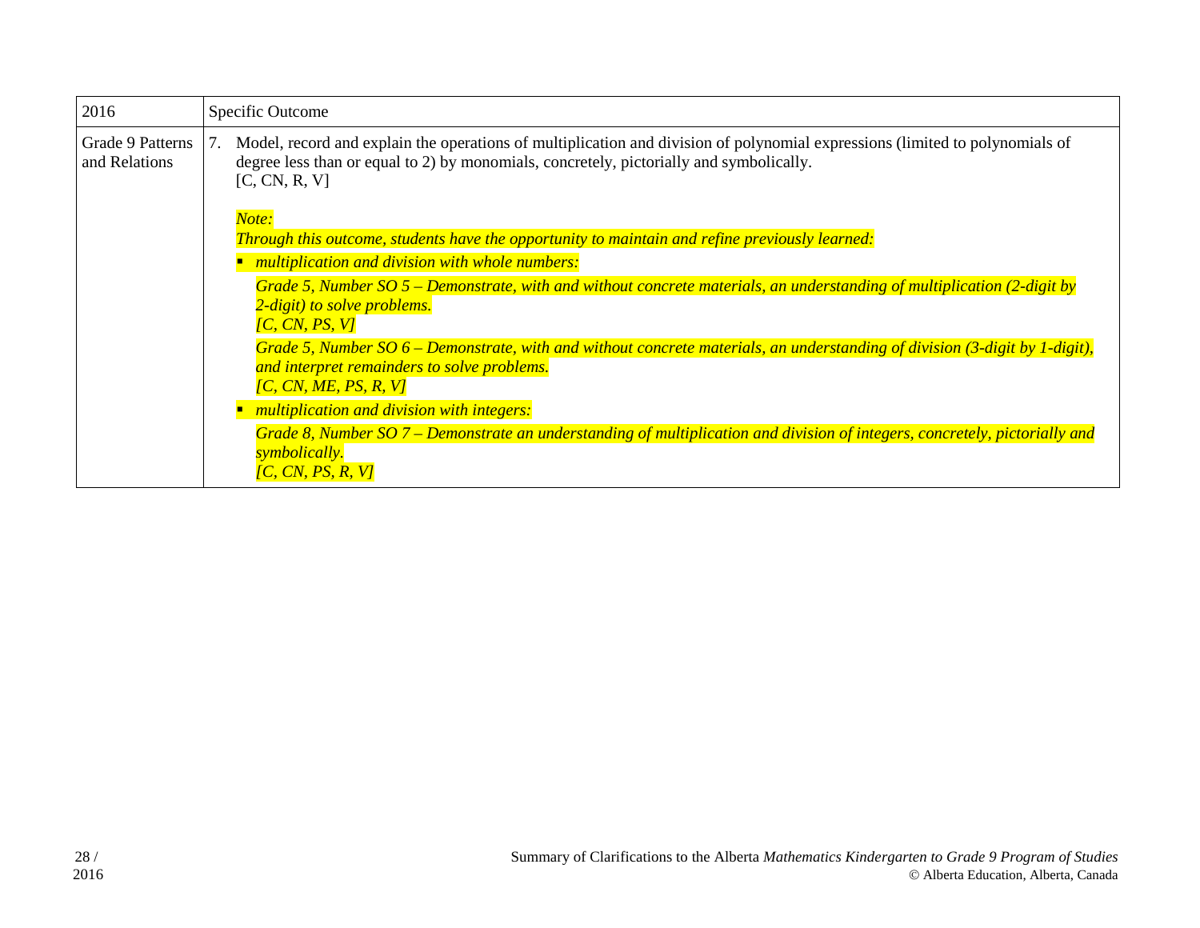| 2016 | Specific Outcome |
|---|---|
| Grade 9 Patterns and Relations | 7. Model, record and explain the operations of multiplication and division of polynomial expressions (limited to polynomials of degree less than or equal to 2) by monomials, concretely, pictorially and symbolically.<br>[C, CN, R, V]<br><br>*Note:*<br>*Through this outcome, students have the opportunity to maintain and refine previously learned:*<br>▪ *multiplication and division with whole numbers:*<br>*Grade 5, Number SO 5 – Demonstrate, with and without concrete materials, an understanding of multiplication (2-digit by 2-digit) to solve problems.*<br>*[C, CN, PS, V]*<br>*Grade 5, Number SO 6 – Demonstrate, with and without concrete materials, an understanding of division (3-digit by 1-digit), and interpret remainders to solve problems.*<br>*[C, CN, ME, PS, R, V]*<br>▪ *multiplication and division with integers:*<br>*Grade 8, Number SO 7 – Demonstrate an understanding of multiplication and division of integers, concretely, pictorially and symbolically.*<br>*[C, CN, PS, R, V]* |